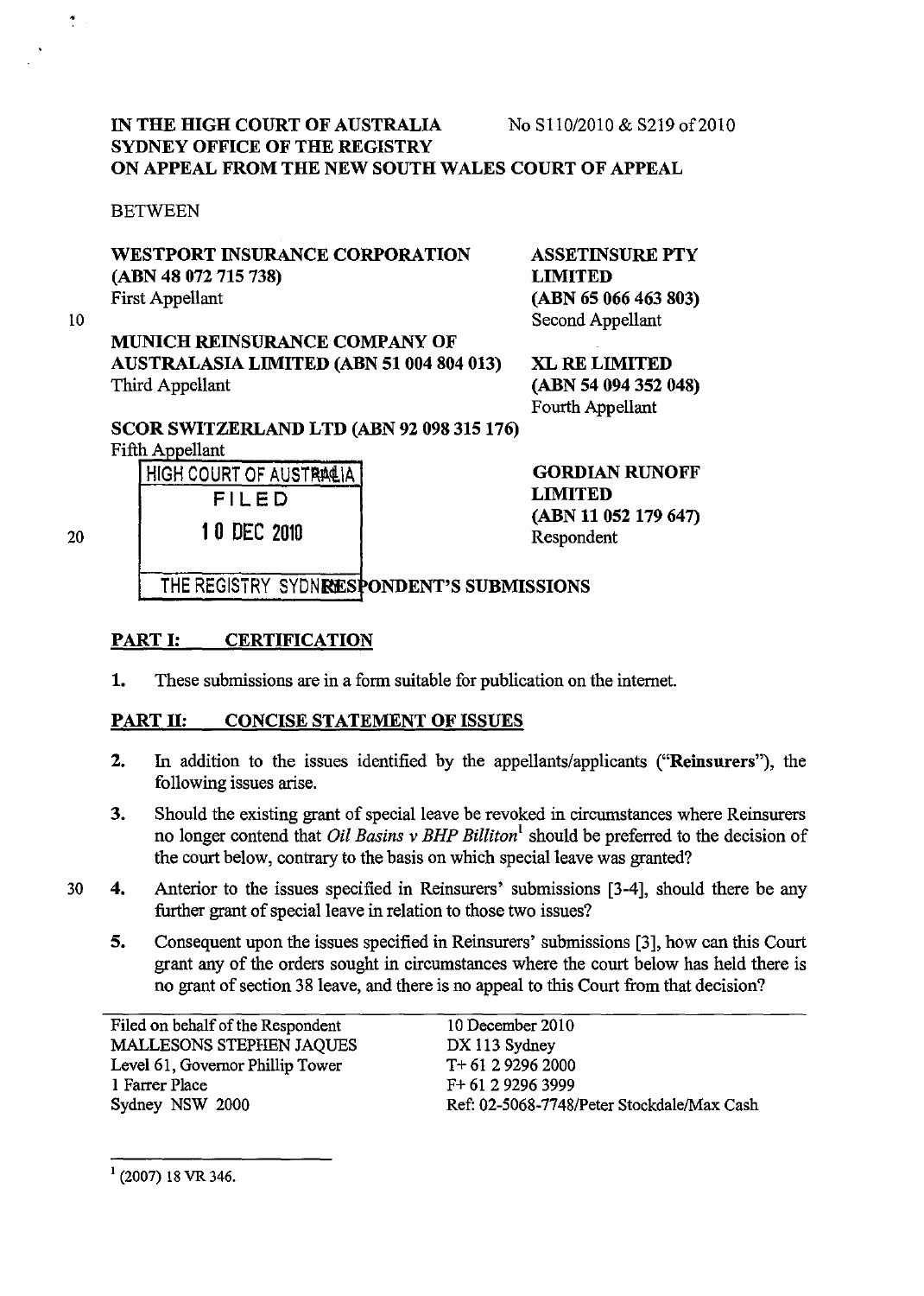IN THE HIGH COURT OF AUSTRALIA
SYDNEY OFFICE OF THE REGISTRY
ON APPEAL FROM THE NEW SOUTH WALES COURT OF APPEAL

No S110/2010 & S219 of 2010

BETWEEN

**WESTPORT INSURANCE CORPORATION (ABN 48 072 715 738)**
First Appellant

**ASSETINSURE PTY LIMITED (ABN 65 066 463 803)**
Second Appellant

**MUNICH REINSURANCE COMPANY OF AUSTRALASIA LIMITED (ABN 51 004 804 013)**
Third Appellant

**XL RE LIMITED (ABN 54 094 352 048)**
Fourth Appellant

**SCOR SWITZERLAND LTD (ABN 92 098 315 176)**
Fifth Appellant

**GORDIAN RUNOFF LIMITED (ABN 11 052 179 647)**
Respondent

HIGH COURT OF AUSTRALIA
FILED
10 DEC 2010
THE REGISTRY SYDNEY

**RESPONDENT'S SUBMISSIONS**

## PART I: CERTIFICATION

1. These submissions are in a form suitable for publication on the internet.

## PART II: CONCISE STATEMENT OF ISSUES

2. In addition to the issues identified by the appellants/applicants ("**Reinsurers**"), the following issues arise.

3. Should the existing grant of special leave be revoked in circumstances where Reinsurers no longer contend that *Oil Basins v BHP Billiton*[1] should be preferred to the decision of the court below, contrary to the basis on which special leave was granted?

4. Anterior to the issues specified in Reinsurers' submissions [3-4], should there be any further grant of special leave in relation to those two issues?

5. Consequent upon the issues specified in Reinsurers' submissions [3], how can this Court grant any of the orders sought in circumstances where the court below has held there is no grant of section 38 leave, and there is no appeal to this Court from that decision?

Filed on behalf of the Respondent
MALLESONS STEPHEN JAQUES
Level 61, Governor Phillip Tower
1 Farrer Place
Sydney NSW 2000

10 December 2010
DX 113 Sydney
T+ 61 2 9296 2000
F+ 61 2 9296 3999
Ref: 02-5068-7748/Peter Stockdale/Max Cash

[1] (2007) 18 VR 346.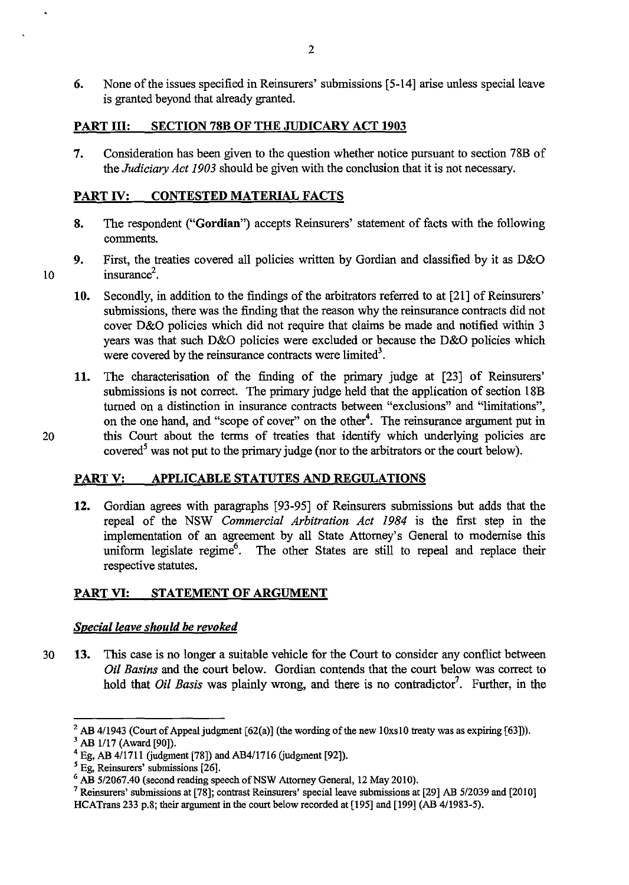6. None of the issues specified in Reinsurers' submissions [5-14] arise unless special leave is granted beyond that already granted.

## PART III: SECTION 78B OF THE JUDICARY ACT 1903

7. Consideration has been given to the question whether notice pursuant to section 78B of the *Judiciary Act 1903* should be given with the conclusion that it is not necessary.

## PART IV: CONTESTED MATERIAL FACTS

8. The respondent ("**Gordian**") accepts Reinsurers' statement of facts with the following comments.

9. First, the treaties covered all policies written by Gordian and classified by it as D&O insurance[2].

10. Secondly, in addition to the findings of the arbitrators referred to at [21] of Reinsurers' submissions, there was the finding that the reason why the reinsurance contracts did not cover D&O policies which did not require that claims be made and notified within 3 years was that such D&O policies were excluded or because the D&O policies which were covered by the reinsurance contracts were limited[3].

11. The characterisation of the finding of the primary judge at [23] of Reinsurers' submissions is not correct. The primary judge held that the application of section 18B turned on a distinction in insurance contracts between "exclusions" and "limitations", on the one hand, and "scope of cover" on the other[4]. The reinsurance argument put in this Court about the terms of treaties that identify which underlying policies are covered[5] was not put to the primary judge (nor to the arbitrators or the court below).

## PART V: APPLICABLE STATUTES AND REGULATIONS

12. Gordian agrees with paragraphs [93-95] of Reinsurers submissions but adds that the repeal of the NSW *Commercial Arbitration Act 1984* is the first step in the implementation of an agreement by all State Attorney's General to modernise this uniform legislate regime[6]. The other States are still to repeal and replace their respective statutes.

## PART VI: STATEMENT OF ARGUMENT

### *Special leave should be revoked*

13. This case is no longer a suitable vehicle for the Court to consider any conflict between *Oil Basins* and the court below. Gordian contends that the court below was correct to hold that *Oil Basis* was plainly wrong, and there is no contradictor[7]. Further, in the

---

[2] AB 4/1943 (Court of Appeal judgment [62(a)] (the wording of the new 10xs10 treaty was as expiring [63])).

[3] AB 1/17 (Award [90]).

[4] Eg, AB 4/1711 (judgment [78]) and AB4/1716 (judgment [92]).

[5] Eg, Reinsurers' submissions [26].

[6] AB 5/2067.40 (second reading speech of NSW Attorney General, 12 May 2010).

[7] Reinsurers' submissions at [78]; contrast Reinsurers' special leave submissions at [29] AB 5/2039 and [2010] HCATrans 233 p.8; their argument in the court below recorded at [195] and [199] (AB 4/1983-5).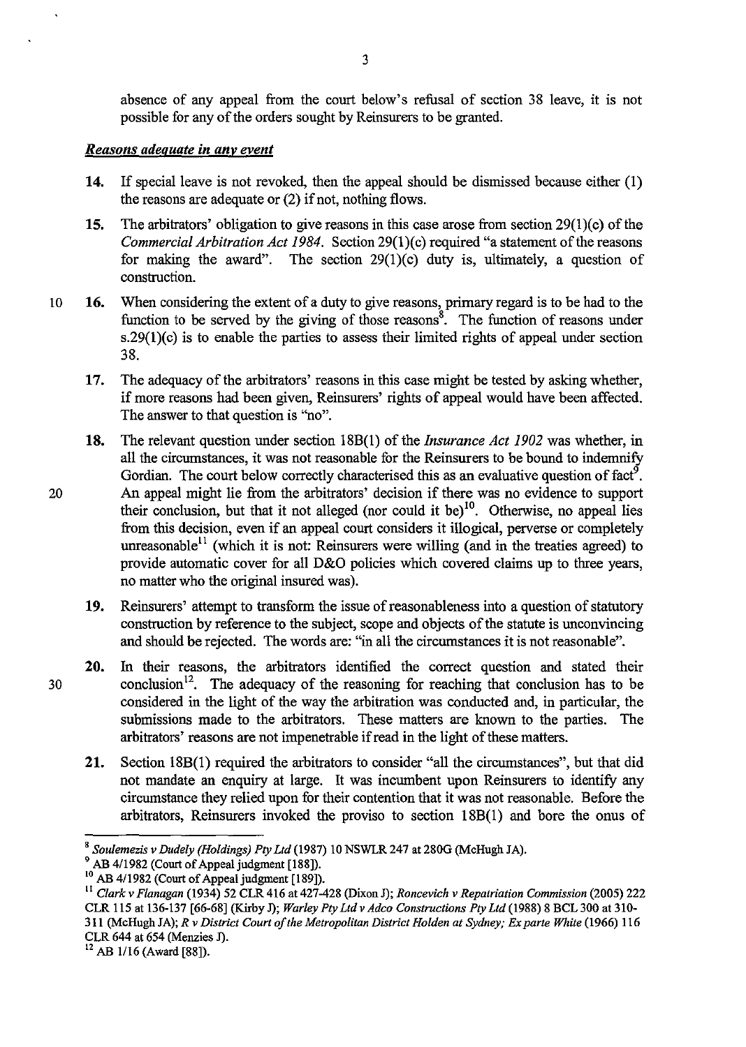absence of any appeal from the court below's refusal of section 38 leave, it is not possible for any of the orders sought by Reinsurers to be granted.

### *Reasons adequate in any event*

**14.** If special leave is not revoked, then the appeal should be dismissed because either (1) the reasons are adequate or (2) if not, nothing flows.

**15.** The arbitrators' obligation to give reasons in this case arose from section 29(1)(c) of the *Commercial Arbitration Act 1984*. Section 29(1)(c) required "a statement of the reasons for making the award". The section 29(1)(c) duty is, ultimately, a question of construction.

**16.** When considering the extent of a duty to give reasons, primary regard is to be had to the function to be served by the giving of those reasons[8]. The function of reasons under s.29(1)(c) is to enable the parties to assess their limited rights of appeal under section 38.

**17.** The adequacy of the arbitrators' reasons in this case might be tested by asking whether, if more reasons had been given, Reinsurers' rights of appeal would have been affected. The answer to that question is "no".

**18.** The relevant question under section 18B(1) of the *Insurance Act 1902* was whether, in all the circumstances, it was not reasonable for the Reinsurers to be bound to indemnify Gordian. The court below correctly characterised this as an evaluative question of fact[9]. An appeal might lie from the arbitrators' decision if there was no evidence to support their conclusion, but that it not alleged (nor could it be)[10]. Otherwise, no appeal lies from this decision, even if an appeal court considers it illogical, perverse or completely unreasonable[11] (which it is not: Reinsurers were willing (and in the treaties agreed) to provide automatic cover for all D&O policies which covered claims up to three years, no matter who the original insured was).

**19.** Reinsurers' attempt to transform the issue of reasonableness into a question of statutory construction by reference to the subject, scope and objects of the statute is unconvincing and should be rejected. The words are: "in all the circumstances it is not reasonable".

**20.** In their reasons, the arbitrators identified the correct question and stated their conclusion[12]. The adequacy of the reasoning for reaching that conclusion has to be considered in the light of the way the arbitration was conducted and, in particular, the submissions made to the arbitrators. These matters are known to the parties. The arbitrators' reasons are not impenetrable if read in the light of these matters.

**21.** Section 18B(1) required the arbitrators to consider "all the circumstances", but that did not mandate an enquiry at large. It was incumbent upon Reinsurers to identify any circumstance they relied upon for their contention that it was not reasonable. Before the arbitrators, Reinsurers invoked the proviso to section 18B(1) and bore the onus of

---

[8] *Soulemezis v Dudely (Holdings) Pty Ltd* (1987) 10 NSWLR 247 at 280G (McHugh JA).

[9] AB 4/1982 (Court of Appeal judgment [188]).

[10] AB 4/1982 (Court of Appeal judgment [189]).

[11] *Clark v Flanagan* (1934) 52 CLR 416 at 427-428 (Dixon J); *Roncevich v Repatriation Commission* (2005) 222 CLR 115 at 136-137 [66-68] (Kirby J); *Warley Pty Ltd v Adco Constructions Pty Ltd* (1988) 8 BCL 300 at 310-311 (McHugh JA); *R v District Court of the Metropolitan District Holden at Sydney; Ex parte White* (1966) 116 CLR 644 at 654 (Menzies J).

[12] AB 1/16 (Award [88]).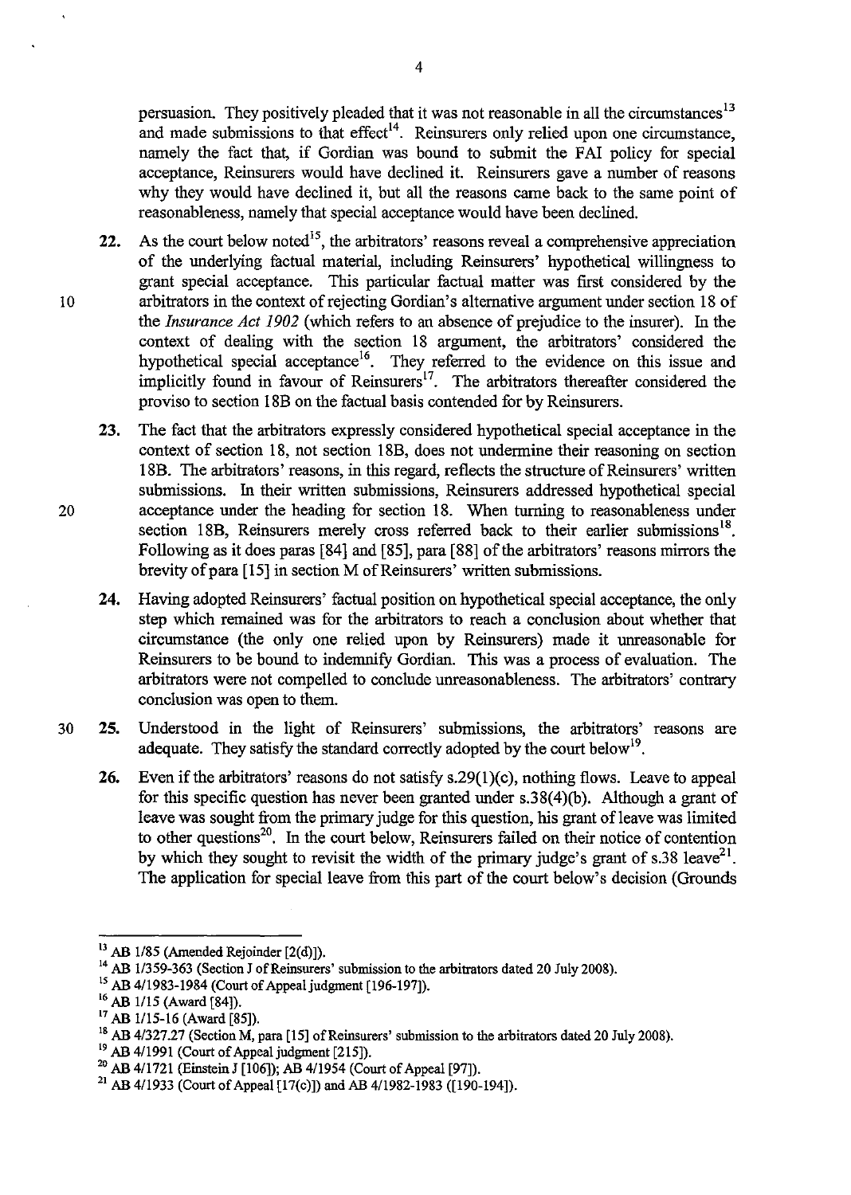persuasion. They positively pleaded that it was not reasonable in all the circumstances[13] and made submissions to that effect[14]. Reinsurers only relied upon one circumstance, namely the fact that, if Gordian was bound to submit the FAI policy for special acceptance, Reinsurers would have declined it. Reinsurers gave a number of reasons why they would have declined it, but all the reasons came back to the same point of reasonableness, namely that special acceptance would have been declined.

**22.** As the court below noted[15], the arbitrators' reasons reveal a comprehensive appreciation of the underlying factual material, including Reinsurers' hypothetical willingness to grant special acceptance. This particular factual matter was first considered by the arbitrators in the context of rejecting Gordian's alternative argument under section 18 of the *Insurance Act 1902* (which refers to an absence of prejudice to the insurer). In the context of dealing with the section 18 argument, the arbitrators' considered the hypothetical special acceptance[16]. They referred to the evidence on this issue and implicitly found in favour of Reinsurers[17]. The arbitrators thereafter considered the proviso to section 18B on the factual basis contended for by Reinsurers.

**23.** The fact that the arbitrators expressly considered hypothetical special acceptance in the context of section 18, not section 18B, does not undermine their reasoning on section 18B. The arbitrators' reasons, in this regard, reflects the structure of Reinsurers' written submissions. In their written submissions, Reinsurers addressed hypothetical special acceptance under the heading for section 18. When turning to reasonableness under section 18B, Reinsurers merely cross referred back to their earlier submissions[18]. Following as it does paras [84] and [85], para [88] of the arbitrators' reasons mirrors the brevity of para [15] in section M of Reinsurers' written submissions.

**24.** Having adopted Reinsurers' factual position on hypothetical special acceptance, the only step which remained was for the arbitrators to reach a conclusion about whether that circumstance (the only one relied upon by Reinsurers) made it unreasonable for Reinsurers to be bound to indemnify Gordian. This was a process of evaluation. The arbitrators were not compelled to conclude unreasonableness. The arbitrators' contrary conclusion was open to them.

**25.** Understood in the light of Reinsurers' submissions, the arbitrators' reasons are adequate. They satisfy the standard correctly adopted by the court below[19].

**26.** Even if the arbitrators' reasons do not satisfy s.29(1)(c), nothing flows. Leave to appeal for this specific question has never been granted under s.38(4)(b). Although a grant of leave was sought from the primary judge for this question, his grant of leave was limited to other questions[20]. In the court below, Reinsurers failed on their notice of contention by which they sought to revisit the width of the primary judge's grant of s.38 leave[21]. The application for special leave from this part of the court below's decision (Grounds

---

[13] AB 1/85 (Amended Rejoinder [2(d)]).

[14] AB 1/359-363 (Section J of Reinsurers' submission to the arbitrators dated 20 July 2008).

[15] AB 4/1983-1984 (Court of Appeal judgment [196-197]).

[16] AB 1/15 (Award [84]).

[17] AB 1/15-16 (Award [85]).

[18] AB 4/327.27 (Section M, para [15] of Reinsurers' submission to the arbitrators dated 20 July 2008).

[19] AB 4/1991 (Court of Appeal judgment [215]).

[20] AB 4/1721 (Einstein J [106]); AB 4/1954 (Court of Appeal [97]).

[21] AB 4/1933 (Court of Appeal [17(c)]) and AB 4/1982-1983 ([190-194]).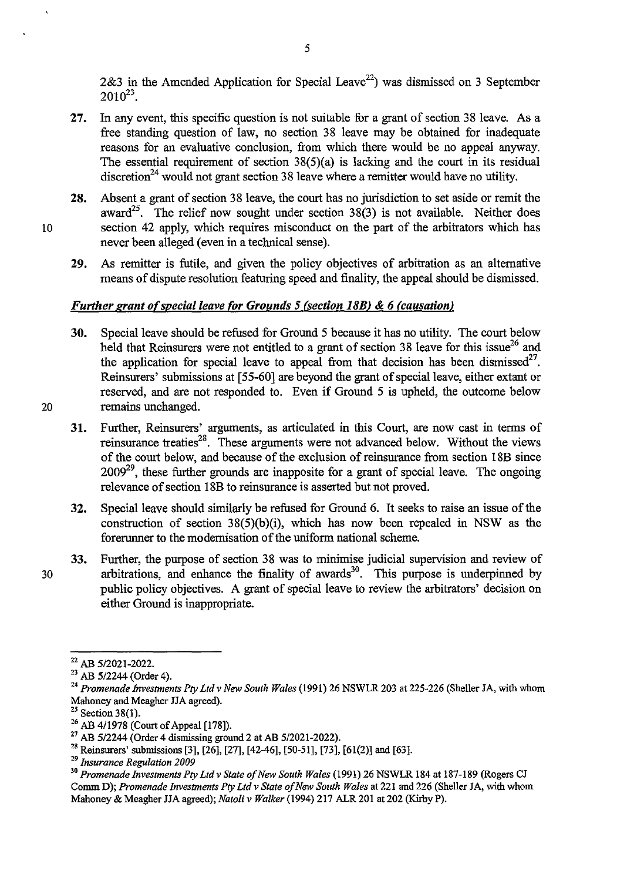2&3 in the Amended Application for Special Leave[22]) was dismissed on 3 September 2010[23].

**27.** In any event, this specific question is not suitable for a grant of section 38 leave. As a free standing question of law, no section 38 leave may be obtained for inadequate reasons for an evaluative conclusion, from which there would be no appeal anyway. The essential requirement of section 38(5)(a) is lacking and the court in its residual discretion[24] would not grant section 38 leave where a remitter would have no utility.

**28.** Absent a grant of section 38 leave, the court has no jurisdiction to set aside or remit the award[25]. The relief now sought under section 38(3) is not available. Neither does section 42 apply, which requires misconduct on the part of the arbitrators which has never been alleged (even in a technical sense).

**29.** As remitter is futile, and given the policy objectives of arbitration as an alternative means of dispute resolution featuring speed and finality, the appeal should be dismissed.

***Further grant of special leave for Grounds 5 (section 18B) & 6 (causation)***

**30.** Special leave should be refused for Ground 5 because it has no utility. The court below held that Reinsurers were not entitled to a grant of section 38 leave for this issue[26] and the application for special leave to appeal from that decision has been dismissed[27]. Reinsurers' submissions at [55-60] are beyond the grant of special leave, either extant or reserved, and are not responded to. Even if Ground 5 is upheld, the outcome below remains unchanged.

**31.** Further, Reinsurers' arguments, as articulated in this Court, are now cast in terms of reinsurance treaties[28]. These arguments were not advanced below. Without the views of the court below, and because of the exclusion of reinsurance from section 18B since 2009[29], these further grounds are inapposite for a grant of special leave. The ongoing relevance of section 18B to reinsurance is asserted but not proved.

**32.** Special leave should similarly be refused for Ground 6. It seeks to raise an issue of the construction of section 38(5)(b)(i), which has now been repealed in NSW as the forerunner to the modernisation of the uniform national scheme.

**33.** Further, the purpose of section 38 was to minimise judicial supervision and review of arbitrations, and enhance the finality of awards[30]. This purpose is underpinned by public policy objectives. A grant of special leave to review the arbitrators' decision on either Ground is inappropriate.

---

[22] AB 5/2021-2022.

[23] AB 5/2244 (Order 4).

[24] *Promenade Investments Pty Ltd v New South Wales* (1991) 26 NSWLR 203 at 225-226 (Sheller JA, with whom Mahoney and Meagher JJA agreed).

[25] Section 38(1).

[26] AB 4/1978 (Court of Appeal [178]).

[27] AB 5/2244 (Order 4 dismissing ground 2 at AB 5/2021-2022).

[28] Reinsurers' submissions [3], [26], [27], [42-46], [50-51], [73], [61(2)] and [63].

[29] *Insurance Regulation 2009*

[30] *Promenade Investments Pty Ltd v State of New South Wales* (1991) 26 NSWLR 184 at 187-189 (Rogers CJ Comm D); *Promenade Investments Pty Ltd v State of New South Wales* at 221 and 226 (Sheller JA, with whom Mahoney & Meagher JJA agreed); *Natoli v Walker* (1994) 217 ALR 201 at 202 (Kirby P).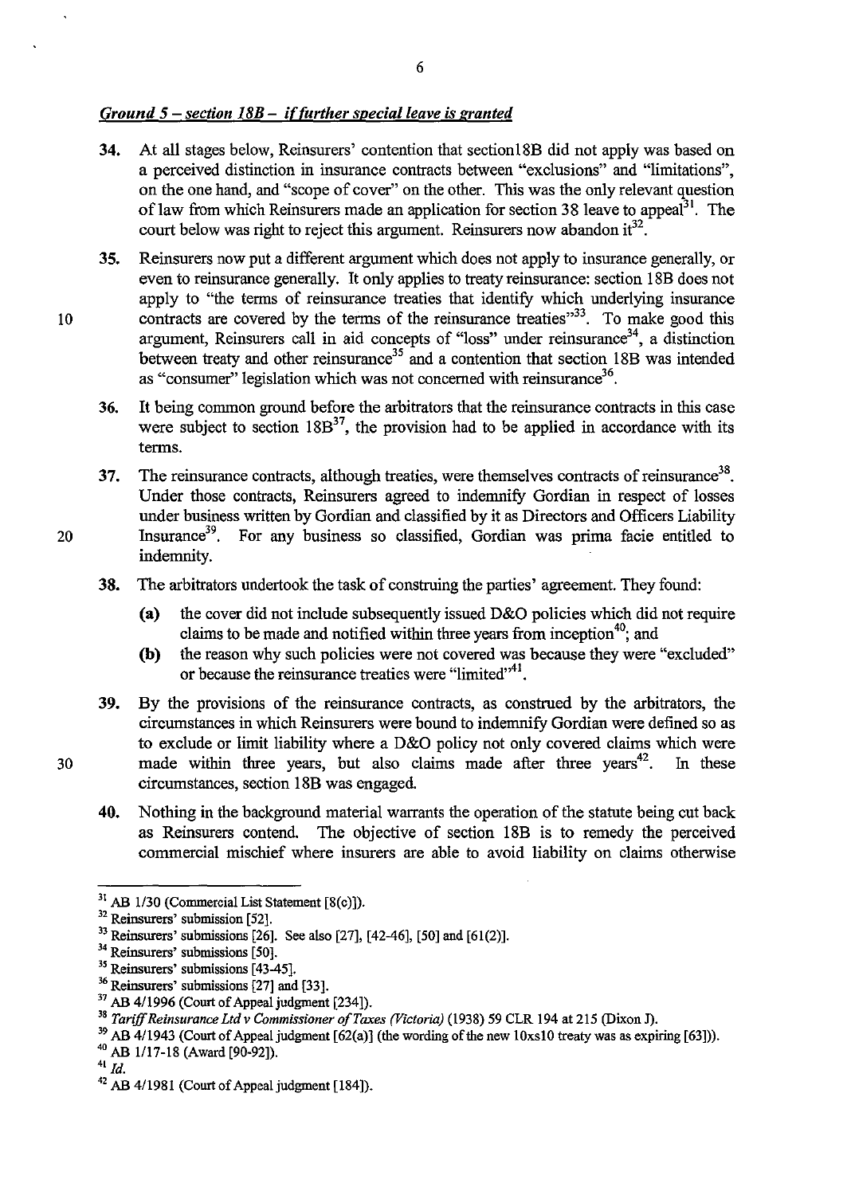***Ground 5 – section 18B – if further special leave is granted***

**34.** At all stages below, Reinsurers' contention that section18B did not apply was based on a perceived distinction in insurance contracts between "exclusions" and "limitations", on the one hand, and "scope of cover" on the other. This was the only relevant question of law from which Reinsurers made an application for section 38 leave to appeal[31]. The court below was right to reject this argument. Reinsurers now abandon it[32].

**35.** Reinsurers now put a different argument which does not apply to insurance generally, or even to reinsurance generally. It only applies to treaty reinsurance: section 18B does not apply to "the terms of reinsurance treaties that identify which underlying insurance contracts are covered by the terms of the reinsurance treaties"[33]. To make good this argument, Reinsurers call in aid concepts of "loss" under reinsurance[34], a distinction between treaty and other reinsurance[35] and a contention that section 18B was intended as "consumer" legislation which was not concerned with reinsurance[36].

**36.** It being common ground before the arbitrators that the reinsurance contracts in this case were subject to section 18B[37], the provision had to be applied in accordance with its terms.

**37.** The reinsurance contracts, although treaties, were themselves contracts of reinsurance[38]. Under those contracts, Reinsurers agreed to indemnify Gordian in respect of losses under business written by Gordian and classified by it as Directors and Officers Liability Insurance[39]. For any business so classified, Gordian was prima facie entitled to indemnity.

**38.** The arbitrators undertook the task of construing the parties' agreement. They found:

- **(a)** the cover did not include subsequently issued D&O policies which did not require claims to be made and notified within three years from inception[40]; and
- **(b)** the reason why such policies were not covered was because they were "excluded" or because the reinsurance treaties were "limited"[41].

**39.** By the provisions of the reinsurance contracts, as construed by the arbitrators, the circumstances in which Reinsurers were bound to indemnify Gordian were defined so as to exclude or limit liability where a D&O policy not only covered claims which were made within three years, but also claims made after three years[42]. In these circumstances, section 18B was engaged.

**40.** Nothing in the background material warrants the operation of the statute being cut back as Reinsurers contend. The objective of section 18B is to remedy the perceived commercial mischief where insurers are able to avoid liability on claims otherwise

---

[31] AB 1/30 (Commercial List Statement [8(c)]).

[32] Reinsurers' submission [52].

[33] Reinsurers' submissions [26]. See also [27], [42-46], [50] and [61(2)].

[34] Reinsurers' submissions [50].

[35] Reinsurers' submissions [43-45].

[36] Reinsurers' submissions [27] and [33].

[37] AB 4/1996 (Court of Appeal judgment [234]).

[38] *Tariff Reinsurance Ltd v Commissioner of Taxes (Victoria)* (1938) 59 CLR 194 at 215 (Dixon J).

[39] AB 4/1943 (Court of Appeal judgment [62(a)] (the wording of the new 10xs10 treaty was as expiring [63])).

[40] AB 1/17-18 (Award [90-92]).

[41] *Id.*

[42] AB 4/1981 (Court of Appeal judgment [184]).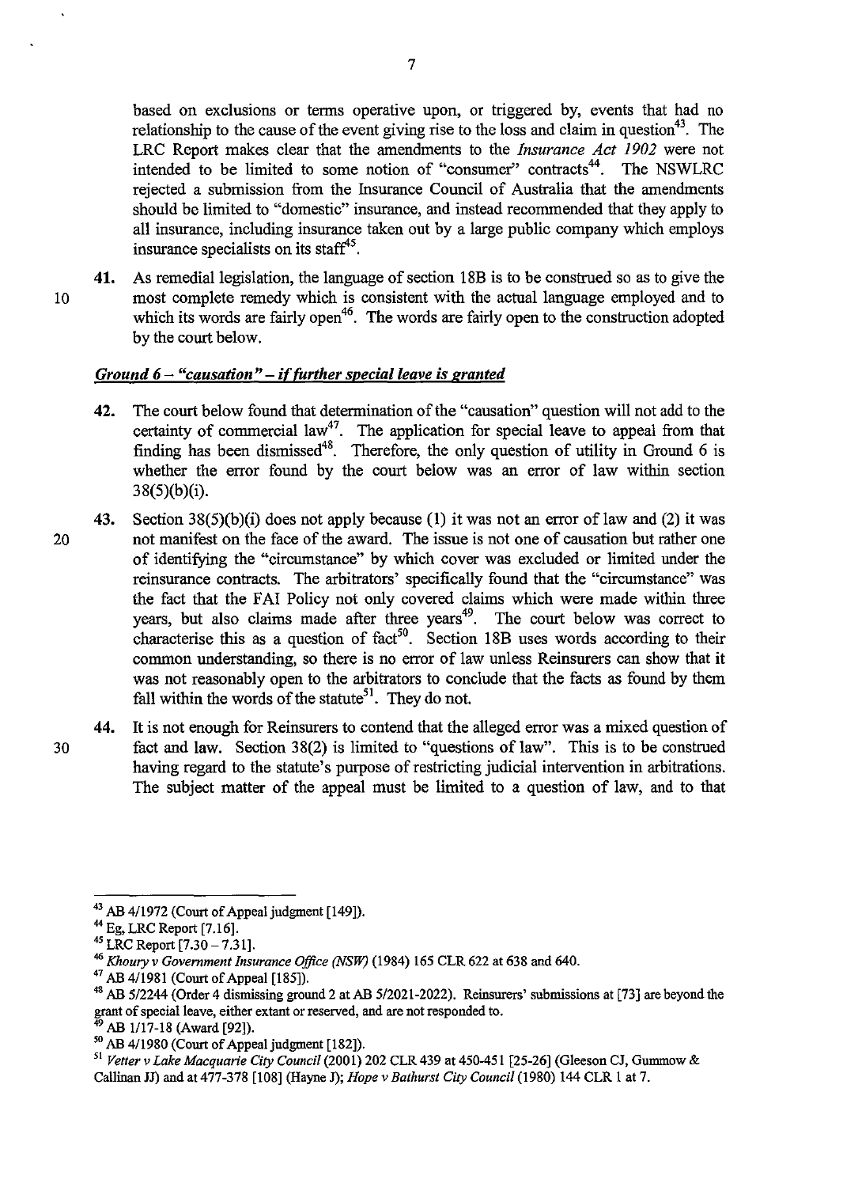based on exclusions or terms operative upon, or triggered by, events that had no relationship to the cause of the event giving rise to the loss and claim in question[43]. The LRC Report makes clear that the amendments to the *Insurance Act 1902* were not intended to be limited to some notion of "consumer" contracts[44]. The NSWLRC rejected a submission from the Insurance Council of Australia that the amendments should be limited to "domestic" insurance, and instead recommended that they apply to all insurance, including insurance taken out by a large public company which employs insurance specialists on its staff[45].

**41.** As remedial legislation, the language of section 18B is to be construed so as to give the most complete remedy which is consistent with the actual language employed and to which its words are fairly open[46]. The words are fairly open to the construction adopted by the court below.

***Ground 6 – "causation" – if further special leave is granted***

**42.** The court below found that determination of the "causation" question will not add to the certainty of commercial law[47]. The application for special leave to appeal from that finding has been dismissed[48]. Therefore, the only question of utility in Ground 6 is whether the error found by the court below was an error of law within section 38(5)(b)(i).

**43.** Section 38(5)(b)(i) does not apply because (1) it was not an error of law and (2) it was not manifest on the face of the award. The issue is not one of causation but rather one of identifying the "circumstance" by which cover was excluded or limited under the reinsurance contracts. The arbitrators' specifically found that the "circumstance" was the fact that the FAI Policy not only covered claims which were made within three years, but also claims made after three years[49]. The court below was correct to characterise this as a question of fact[50]. Section 18B uses words according to their common understanding, so there is no error of law unless Reinsurers can show that it was not reasonably open to the arbitrators to conclude that the facts as found by them fall within the words of the statute[51]. They do not.

**44.** It is not enough for Reinsurers to contend that the alleged error was a mixed question of fact and law. Section 38(2) is limited to "questions of law". This is to be construed having regard to the statute's purpose of restricting judicial intervention in arbitrations. The subject matter of the appeal must be limited to a question of law, and to that

---

[43] AB 4/1972 (Court of Appeal judgment [149]).

[44] Eg, LRC Report [7.16].

[45] LRC Report [7.30 – 7.31].

[46] *Khoury v Government Insurance Office (NSW)* (1984) 165 CLR 622 at 638 and 640.

[47] AB 4/1981 (Court of Appeal [185]).

[48] AB 5/2244 (Order 4 dismissing ground 2 at AB 5/2021-2022). Reinsurers' submissions at [73] are beyond the grant of special leave, either extant or reserved, and are not responded to.

[49] AB 1/17-18 (Award [92]).

[50] AB 4/1980 (Court of Appeal judgment [182]).

[51] *Vetter v Lake Macquarie City Council* (2001) 202 CLR 439 at 450-451 [25-26] (Gleeson CJ, Gummow & Callinan JJ) and at 477-378 [108] (Hayne J); *Hope v Bathurst City Council* (1980) 144 CLR 1 at 7.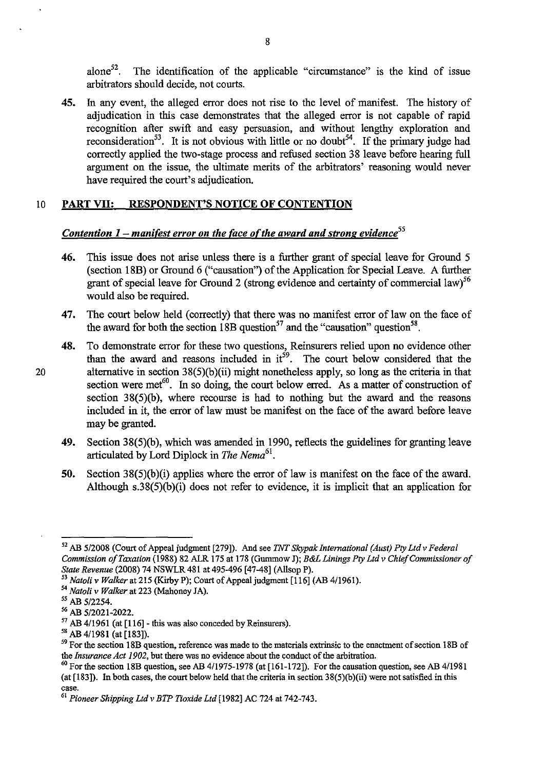alone[52]. The identification of the applicable "circumstance" is the kind of issue arbitrators should decide, not courts.

**45.** In any event, the alleged error does not rise to the level of manifest. The history of adjudication in this case demonstrates that the alleged error is not capable of rapid recognition after swift and easy persuasion, and without lengthy exploration and reconsideration[53]. It is not obvious with little or no doubt[54]. If the primary judge had correctly applied the two-stage process and refused section 38 leave before hearing full argument on the issue, the ultimate merits of the arbitrators' reasoning would never have required the court's adjudication.

## PART VII: RESPONDENT'S NOTICE OF CONTENTION

### *Contention 1 – manifest error on the face of the award and strong evidence*[55]

**46.** This issue does not arise unless there is a further grant of special leave for Ground 5 (section 18B) or Ground 6 ("causation") of the Application for Special Leave. A further grant of special leave for Ground 2 (strong evidence and certainty of commercial law)[56] would also be required.

**47.** The court below held (correctly) that there was no manifest error of law on the face of the award for both the section 18B question[57] and the "causation" question[58].

**48.** To demonstrate error for these two questions, Reinsurers relied upon no evidence other than the award and reasons included in it[59]. The court below considered that the alternative in section 38(5)(b)(ii) might nonetheless apply, so long as the criteria in that section were met[60]. In so doing, the court below erred. As a matter of construction of section 38(5)(b), where recourse is had to nothing but the award and the reasons included in it, the error of law must be manifest on the face of the award before leave may be granted.

**49.** Section 38(5)(b), which was amended in 1990, reflects the guidelines for granting leave articulated by Lord Diplock in *The Nema*[61].

**50.** Section 38(5)(b)(i) applies where the error of law is manifest on the face of the award. Although s.38(5)(b)(i) does not refer to evidence, it is implicit that an application for

---

[52] AB 5/2008 (Court of Appeal judgment [279]). And see *TNT Skypak International (Aust) Pty Ltd v Federal Commission of Taxation* (1988) 82 ALR 175 at 178 (Gummow J); *B&L Linings Pty Ltd v Chief Commissioner of State Revenue* (2008) 74 NSWLR 481 at 495-496 [47-48] (Allsop P).

[53] *Natoli v Walker* at 215 (Kirby P); Court of Appeal judgment [116] (AB 4/1961).

[54] *Natoli v Walker* at 223 (Mahoney JA).

[55] AB 5/2254.

[56] AB 5/2021-2022.

[57] AB 4/1961 (at [116] - this was also conceded by Reinsurers).

[58] AB 4/1981 (at [183]).

[59] For the section 18B question, reference was made to the materials extrinsic to the enactment of section 18B of the *Insurance Act 1902*, but there was no evidence about the conduct of the arbitration.

[60] For the section 18B question, see AB 4/1975-1978 (at [161-172]). For the causation question, see AB 4/1981 (at [183]). In both cases, the court below held that the criteria in section 38(5)(b)(ii) were not satisfied in this case.

[61] *Pioneer Shipping Ltd v BTP Tioxide Ltd* [1982] AC 724 at 742-743.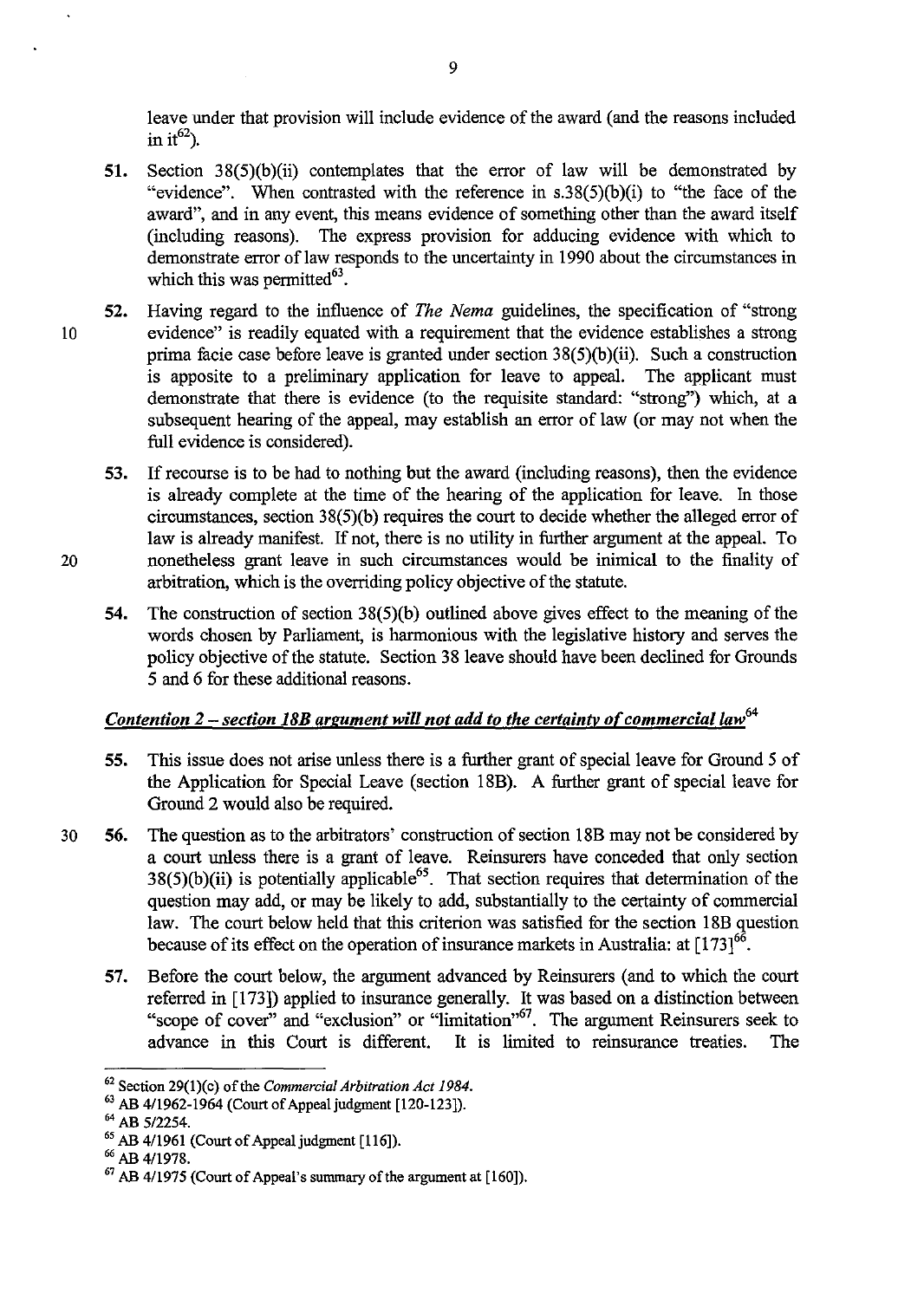leave under that provision will include evidence of the award (and the reasons included in it[62]).

**51.** Section 38(5)(b)(ii) contemplates that the error of law will be demonstrated by "evidence". When contrasted with the reference in s.38(5)(b)(i) to "the face of the award", and in any event, this means evidence of something other than the award itself (including reasons). The express provision for adducing evidence with which to demonstrate error of law responds to the uncertainty in 1990 about the circumstances in which this was permitted[63].

**52.** Having regard to the influence of *The Nema* guidelines, the specification of "strong evidence" is readily equated with a requirement that the evidence establishes a strong prima facie case before leave is granted under section 38(5)(b)(ii). Such a construction is apposite to a preliminary application for leave to appeal. The applicant must demonstrate that there is evidence (to the requisite standard: "strong") which, at a subsequent hearing of the appeal, may establish an error of law (or may not when the full evidence is considered).

**53.** If recourse is to be had to nothing but the award (including reasons), then the evidence is already complete at the time of the hearing of the application for leave. In those circumstances, section 38(5)(b) requires the court to decide whether the alleged error of law is already manifest. If not, there is no utility in further argument at the appeal. To nonetheless grant leave in such circumstances would be inimical to the finality of arbitration, which is the overriding policy objective of the statute.

**54.** The construction of section 38(5)(b) outlined above gives effect to the meaning of the words chosen by Parliament, is harmonious with the legislative history and serves the policy objective of the statute. Section 38 leave should have been declined for Grounds 5 and 6 for these additional reasons.

***Contention 2 – section 18B argument will not add to the certainty of commercial law[64]***

**55.** This issue does not arise unless there is a further grant of special leave for Ground 5 of the Application for Special Leave (section 18B). A further grant of special leave for Ground 2 would also be required.

**56.** The question as to the arbitrators' construction of section 18B may not be considered by a court unless there is a grant of leave. Reinsurers have conceded that only section 38(5)(b)(ii) is potentially applicable[65]. That section requires that determination of the question may add, or may be likely to add, substantially to the certainty of commercial law. The court below held that this criterion was satisfied for the section 18B question because of its effect on the operation of insurance markets in Australia: at [173][66].

**57.** Before the court below, the argument advanced by Reinsurers (and to which the court referred in [173]) applied to insurance generally. It was based on a distinction between "scope of cover" and "exclusion" or "limitation"[67]. The argument Reinsurers seek to advance in this Court is different. It is limited to reinsurance treaties. The

---

[62] Section 29(1)(c) of the *Commercial Arbitration Act 1984*.

[63] AB 4/1962-1964 (Court of Appeal judgment [120-123]).

[64] AB 5/2254.

[65] AB 4/1961 (Court of Appeal judgment [116]).

[66] AB 4/1978.

[67] AB 4/1975 (Court of Appeal's summary of the argument at [160]).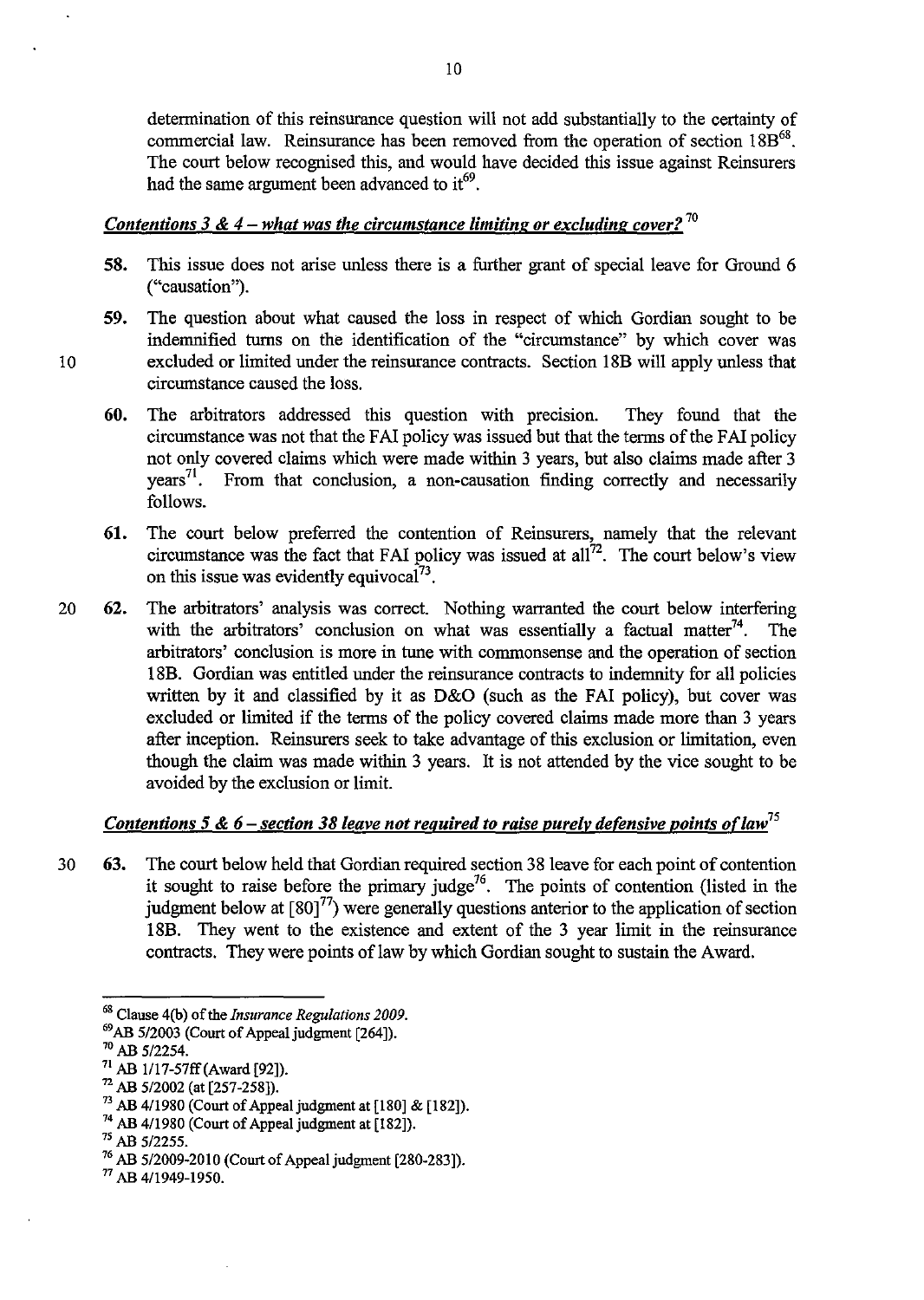determination of this reinsurance question will not add substantially to the certainty of commercial law. Reinsurance has been removed from the operation of section 18B[68]. The court below recognised this, and would have decided this issue against Reinsurers had the same argument been advanced to it[69].

### *Contentions 3 & 4 – what was the circumstance limiting or excluding cover?*[70]

58. This issue does not arise unless there is a further grant of special leave for Ground 6 ("causation").

59. The question about what caused the loss in respect of which Gordian sought to be indemnified turns on the identification of the "circumstance" by which cover was excluded or limited under the reinsurance contracts. Section 18B will apply unless that circumstance caused the loss.

60. The arbitrators addressed this question with precision. They found that the circumstance was not that the FAI policy was issued but that the terms of the FAI policy not only covered claims which were made within 3 years, but also claims made after 3 years[71]. From that conclusion, a non-causation finding correctly and necessarily follows.

61. The court below preferred the contention of Reinsurers, namely that the relevant circumstance was the fact that FAI policy was issued at all[72]. The court below's view on this issue was evidently equivocal[73].

62. The arbitrators' analysis was correct. Nothing warranted the court below interfering with the arbitrators' conclusion on what was essentially a factual matter[74]. The arbitrators' conclusion is more in tune with commonsense and the operation of section 18B. Gordian was entitled under the reinsurance contracts to indemnity for all policies written by it and classified by it as D&O (such as the FAI policy), but cover was excluded or limited if the terms of the policy covered claims made more than 3 years after inception. Reinsurers seek to take advantage of this exclusion or limitation, even though the claim was made within 3 years. It is not attended by the vice sought to be avoided by the exclusion or limit.

### *Contentions 5 & 6 – section 38 leave not required to raise purely defensive points of law*[75]

63. The court below held that Gordian required section 38 leave for each point of contention it sought to raise before the primary judge[76]. The points of contention (listed in the judgment below at [80][77]) were generally questions anterior to the application of section 18B. They went to the existence and extent of the 3 year limit in the reinsurance contracts. They were points of law by which Gordian sought to sustain the Award.

---

[68] Clause 4(b) of the *Insurance Regulations 2009*.

[69] AB 5/2003 (Court of Appeal judgment [264]).

[70] AB 5/2254.

[71] AB 1/17-57ff (Award [92]).

[72] AB 5/2002 (at [257-258]).

[73] AB 4/1980 (Court of Appeal judgment at [180] & [182]).

[74] AB 4/1980 (Court of Appeal judgment at [182]).

[75] AB 5/2255.

[76] AB 5/2009-2010 (Court of Appeal judgment [280-283]).

[77] AB 4/1949-1950.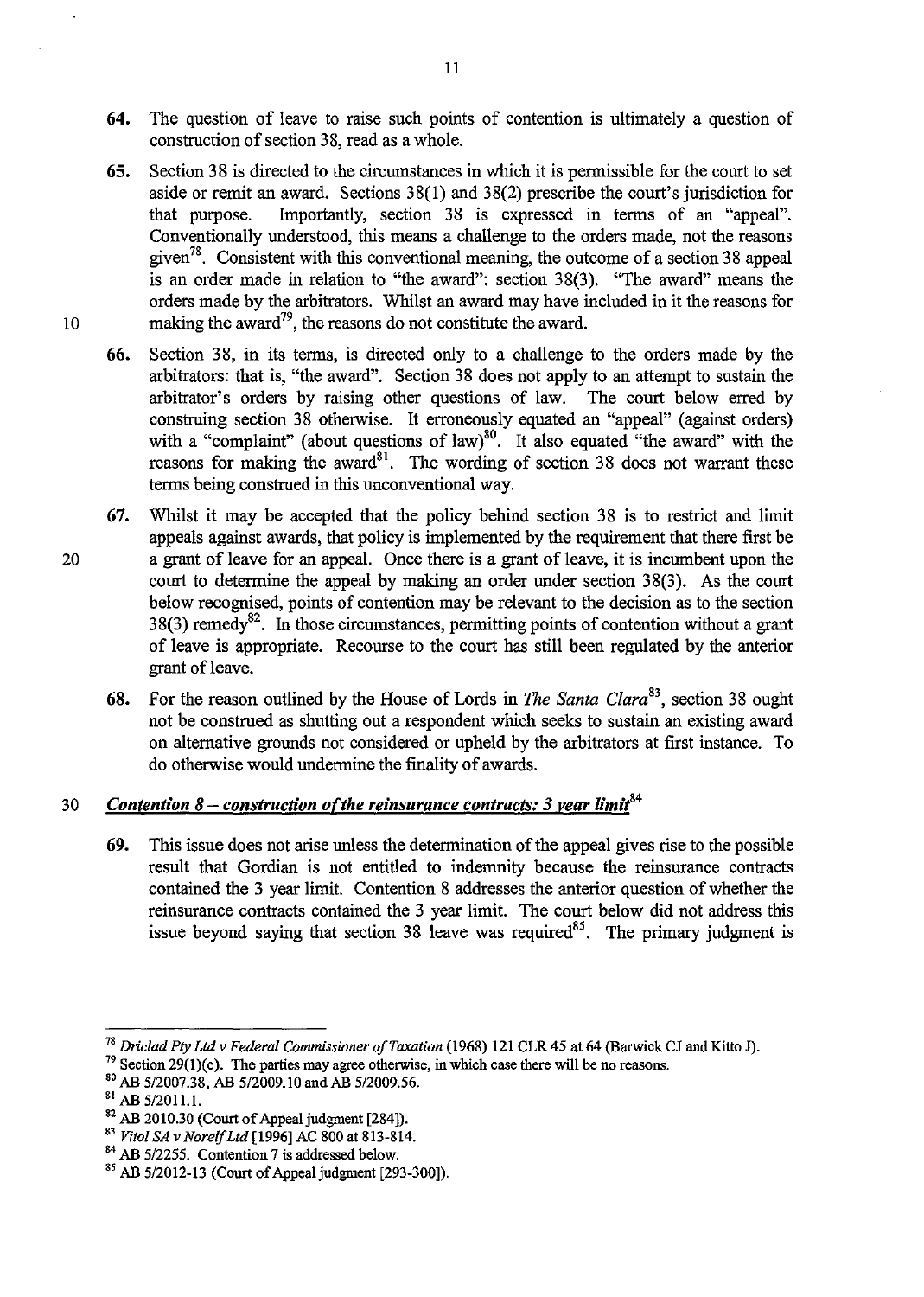64. The question of leave to raise such points of contention is ultimately a question of construction of section 38, read as a whole.

65. Section 38 is directed to the circumstances in which it is permissible for the court to set aside or remit an award. Sections 38(1) and 38(2) prescribe the court's jurisdiction for that purpose. Importantly, section 38 is expressed in terms of an "appeal". Conventionally understood, this means a challenge to the orders made, not the reasons given[78]. Consistent with this conventional meaning, the outcome of a section 38 appeal is an order made in relation to "the award": section 38(3). "The award" means the orders made by the arbitrators. Whilst an award may have included in it the reasons for making the award[79], the reasons do not constitute the award.

66. Section 38, in its terms, is directed only to a challenge to the orders made by the arbitrators: that is, "the award". Section 38 does not apply to an attempt to sustain the arbitrator's orders by raising other questions of law. The court below erred by construing section 38 otherwise. It erroneously equated an "appeal" (against orders) with a "complaint" (about questions of law)[80]. It also equated "the award" with the reasons for making the award[81]. The wording of section 38 does not warrant these terms being construed in this unconventional way.

67. Whilst it may be accepted that the policy behind section 38 is to restrict and limit appeals against awards, that policy is implemented by the requirement that there first be a grant of leave for an appeal. Once there is a grant of leave, it is incumbent upon the court to determine the appeal by making an order under section 38(3). As the court below recognised, points of contention may be relevant to the decision as to the section 38(3) remedy[82]. In those circumstances, permitting points of contention without a grant of leave is appropriate. Recourse to the court has still been regulated by the anterior grant of leave.

68. For the reason outlined by the House of Lords in *The Santa Clara*[83], section 38 ought not be construed as shutting out a respondent which seeks to sustain an existing award on alternative grounds not considered or upheld by the arbitrators at first instance. To do otherwise would undermine the finality of awards.

## *Contention 8 – construction of the reinsurance contracts: 3 year limit*[84]

69. This issue does not arise unless the determination of the appeal gives rise to the possible result that Gordian is not entitled to indemnity because the reinsurance contracts contained the 3 year limit. Contention 8 addresses the anterior question of whether the reinsurance contracts contained the 3 year limit. The court below did not address this issue beyond saying that section 38 leave was required[85]. The primary judgment is

---

[78] *Driclad Pty Ltd v Federal Commissioner of Taxation* (1968) 121 CLR 45 at 64 (Barwick CJ and Kitto J).

[79] Section 29(1)(c). The parties may agree otherwise, in which case there will be no reasons.

[80] AB 5/2007.38, AB 5/2009.10 and AB 5/2009.56.

[81] AB 5/2011.1.

[82] AB 2010.30 (Court of Appeal judgment [284]).

[83] *Vitol SA v Norelf Ltd* [1996] AC 800 at 813-814.

[84] AB 5/2255. Contention 7 is addressed below.

[85] AB 5/2012-13 (Court of Appeal judgment [293-300]).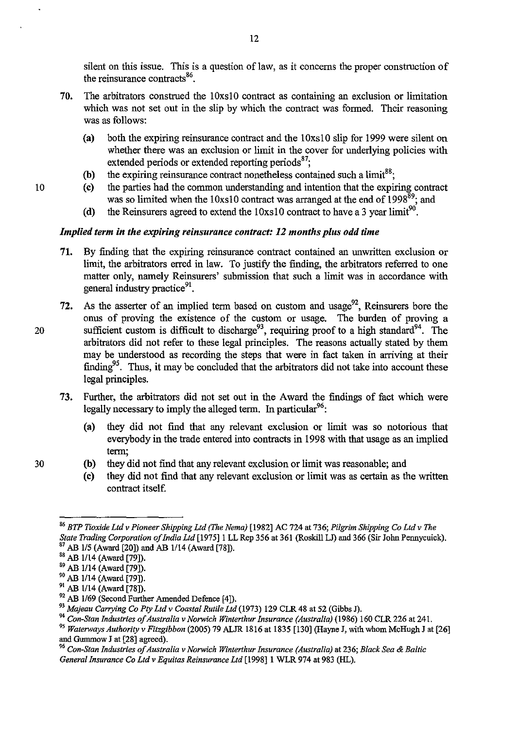silent on this issue. This is a question of law, as it concerns the proper construction of the reinsurance contracts[86].

70. The arbitrators construed the 10xs10 contract as containing an exclusion or limitation which was not set out in the slip by which the contract was formed. Their reasoning was as follows:

    (a) both the expiring reinsurance contract and the 10xs10 slip for 1999 were silent on whether there was an exclusion or limit in the cover for underlying policies with extended periods or extended reporting periods[87];

    (b) the expiring reinsurance contract nonetheless contained such a limit[88];

    (c) the parties had the common understanding and intention that the expiring contract was so limited when the 10xs10 contract was arranged at the end of 1998[89]; and

    (d) the Reinsurers agreed to extend the 10xs10 contract to have a 3 year limit[90].

### *Implied term in the expiring reinsurance contract: 12 months plus odd time*

71. By finding that the expiring reinsurance contract contained an unwritten exclusion or limit, the arbitrators erred in law. To justify the finding, the arbitrators referred to one matter only, namely Reinsurers' submission that such a limit was in accordance with general industry practice[91].

72. As the asserter of an implied term based on custom and usage[92], Reinsurers bore the onus of proving the existence of the custom or usage. The burden of proving a sufficient custom is difficult to discharge[93], requiring proof to a high standard[94]. The arbitrators did not refer to these legal principles. The reasons actually stated by them may be understood as recording the steps that were in fact taken in arriving at their finding[95]. Thus, it may be concluded that the arbitrators did not take into account these legal principles.

73. Further, the arbitrators did not set out in the Award the findings of fact which were legally necessary to imply the alleged term. In particular[96]:

    (a) they did not find that any relevant exclusion or limit was so notorious that everybody in the trade entered into contracts in 1998 with that usage as an implied term;

    (b) they did not find that any relevant exclusion or limit was reasonable; and

    (c) they did not find that any relevant exclusion or limit was as certain as the written contract itself.

---

[86] *BTP Tioxide Ltd v Pioneer Shipping Ltd (The Nema)* [1982] AC 724 at 736; *Pilgrim Shipping Co Ltd v The State Trading Corporation of India Ltd* [1975] 1 LL Rep 356 at 361 (Roskill LJ) and 366 (Sir John Pennycuick).

[87] AB 1/5 (Award [20]) and AB 1/14 (Award [78]).

[88] AB 1/14 (Award [79]).

[89] AB 1/14 (Award [79]).

[90] AB 1/14 (Award [79]).

[91] AB 1/14 (Award [78]).

[92] AB 1/69 (Second Further Amended Defence [4]).

[93] *Majeau Carrying Co Pty Ltd v Coastal Rutile Ltd* (1973) 129 CLR 48 at 52 (Gibbs J).

[94] *Con-Stan Industries of Australia v Norwich Winterthur Insurance (Australia)* (1986) 160 CLR 226 at 241.

[95] *Waterways Authority v Fitzgibbon* (2005) 79 ALJR 1816 at 1835 [130] (Hayne J, with whom McHugh J at [26] and Gummow J at [28] agreed).

[96] *Con-Stan Industries of Australia v Norwich Winterthur Insurance (Australia)* at 236; *Black Sea & Baltic General Insurance Co Ltd v Equitas Reinsurance Ltd* [1998] 1 WLR 974 at 983 (HL).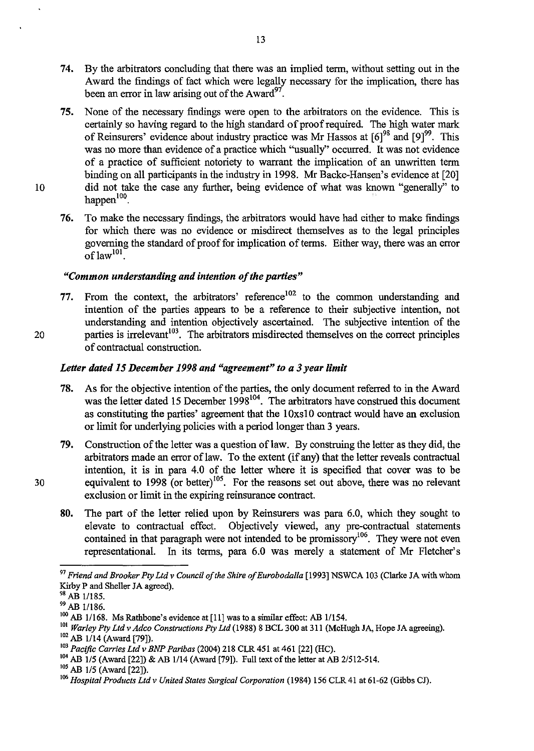74. By the arbitrators concluding that there was an implied term, without setting out in the Award the findings of fact which were legally necessary for the implication, there has been an error in law arising out of the Award[97].

75. None of the necessary findings were open to the arbitrators on the evidence. This is certainly so having regard to the high standard of proof required. The high water mark of Reinsurers' evidence about industry practice was Mr Hassos at [6][98] and [9][99]. This was no more than evidence of a practice which "usually" occurred. It was not evidence of a practice of sufficient notoriety to warrant the implication of an unwritten term binding on all participants in the industry in 1998. Mr Backe-Hansen's evidence at [20] did not take the case any further, being evidence of what was known "generally" to happen[100].

76. To make the necessary findings, the arbitrators would have had either to make findings for which there was no evidence or misdirect themselves as to the legal principles governing the standard of proof for implication of terms. Either way, there was an error of law[101].

### *"Common understanding and intention of the parties"*

77. From the context, the arbitrators' reference[102] to the common understanding and intention of the parties appears to be a reference to their subjective intention, not understanding and intention objectively ascertained. The subjective intention of the parties is irrelevant[103]. The arbitrators misdirected themselves on the correct principles of contractual construction.

### *Letter dated 15 December 1998 and "agreement" to a 3 year limit*

78. As for the objective intention of the parties, the only document referred to in the Award was the letter dated 15 December 1998[104]. The arbitrators have construed this document as constituting the parties' agreement that the 10xs10 contract would have an exclusion or limit for underlying policies with a period longer than 3 years.

79. Construction of the letter was a question of law. By construing the letter as they did, the arbitrators made an error of law. To the extent (if any) that the letter reveals contractual intention, it is in para 4.0 of the letter where it is specified that cover was to be equivalent to 1998 (or better)[105]. For the reasons set out above, there was no relevant exclusion or limit in the expiring reinsurance contract.

80. The part of the letter relied upon by Reinsurers was para 6.0, which they sought to elevate to contractual effect. Objectively viewed, any pre-contractual statements contained in that paragraph were not intended to be promissory[106]. They were not even representational. In its terms, para 6.0 was merely a statement of Mr Fletcher's

---

[97] *Friend and Brooker Pty Ltd v Council of the Shire of Eurobodalla* [1993] NSWCA 103 (Clarke JA with whom Kirby P and Sheller JA agreed).

[98] AB 1/185.

[99] AB 1/186.

[100] AB 1/168. Ms Rathbone's evidence at [11] was to a similar effect: AB 1/154.

[101] *Warley Pty Ltd v Adco Constructions Pty Ltd* (1988) 8 BCL 300 at 311 (McHugh JA, Hope JA agreeing).

[102] AB 1/14 (Award [79]).

[103] *Pacific Carries Ltd v BNP Paribas* (2004) 218 CLR 451 at 461 [22] (HC).

[104] AB 1/5 (Award [22]) & AB 1/14 (Award [79]). Full text of the letter at AB 2/512-514.

[105] AB 1/5 (Award [22]).

[106] *Hospital Products Ltd v United States Surgical Corporation* (1984) 156 CLR 41 at 61-62 (Gibbs CJ).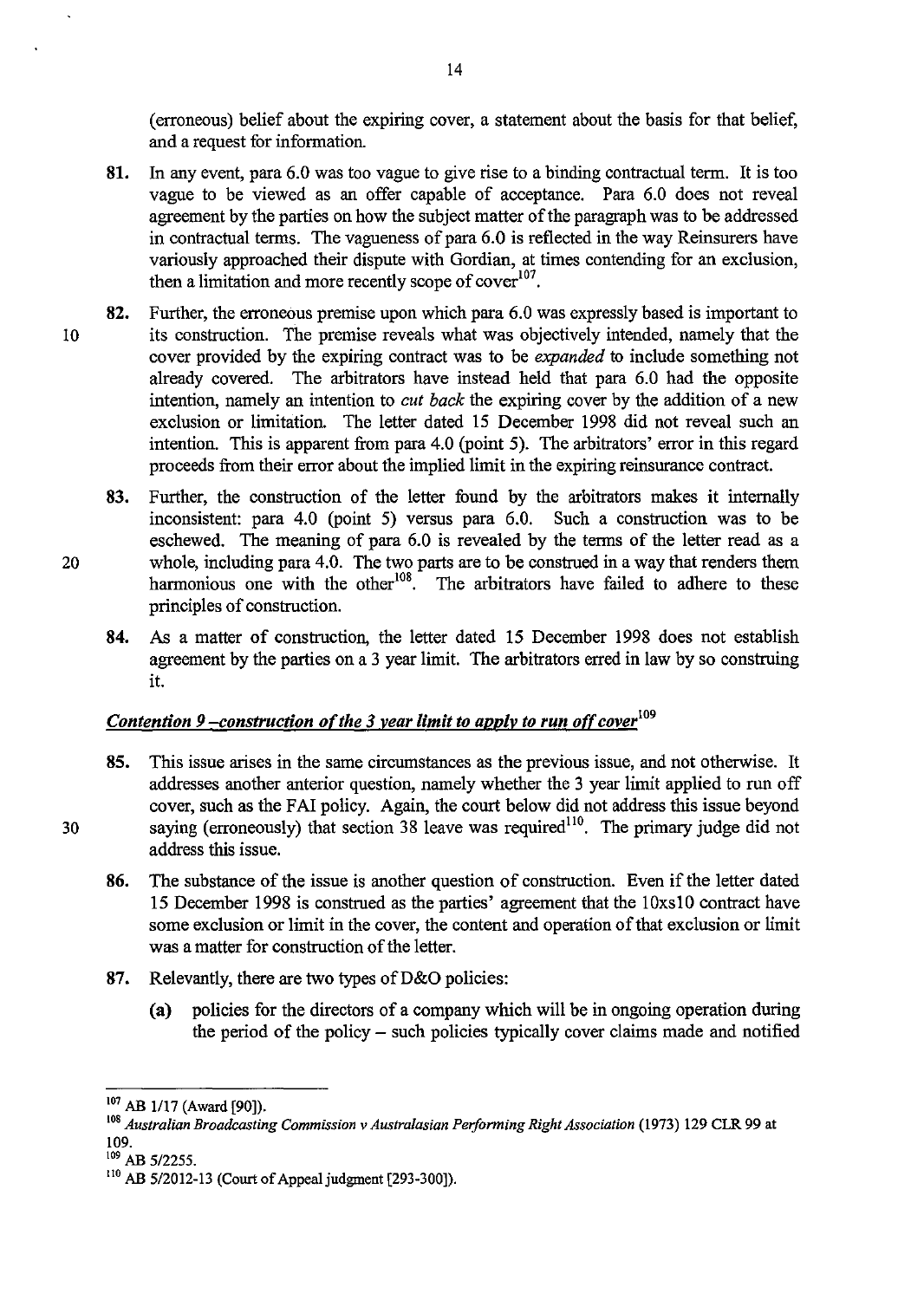(erroneous) belief about the expiring cover, a statement about the basis for that belief, and a request for information.

**81.** In any event, para 6.0 was too vague to give rise to a binding contractual term. It is too vague to be viewed as an offer capable of acceptance. Para 6.0 does not reveal agreement by the parties on how the subject matter of the paragraph was to be addressed in contractual terms. The vagueness of para 6.0 is reflected in the way Reinsurers have variously approached their dispute with Gordian, at times contending for an exclusion, then a limitation and more recently scope of cover[107].

**82.** Further, the erroneous premise upon which para 6.0 was expressly based is important to its construction. The premise reveals what was objectively intended, namely that the cover provided by the expiring contract was to be *expanded* to include something not already covered. The arbitrators have instead held that para 6.0 had the opposite intention, namely an intention to *cut back* the expiring cover by the addition of a new exclusion or limitation. The letter dated 15 December 1998 did not reveal such an intention. This is apparent from para 4.0 (point 5). The arbitrators' error in this regard proceeds from their error about the implied limit in the expiring reinsurance contract.

**83.** Further, the construction of the letter found by the arbitrators makes it internally inconsistent: para 4.0 (point 5) versus para 6.0. Such a construction was to be eschewed. The meaning of para 6.0 is revealed by the terms of the letter read as a whole, including para 4.0. The two parts are to be construed in a way that renders them harmonious one with the other[108]. The arbitrators have failed to adhere to these principles of construction.

**84.** As a matter of construction, the letter dated 15 December 1998 does not establish agreement by the parties on a 3 year limit. The arbitrators erred in law by so construing it.

### *Contention 9 –construction of the 3 year limit to apply to run off cover*[109]

**85.** This issue arises in the same circumstances as the previous issue, and not otherwise. It addresses another anterior question, namely whether the 3 year limit applied to run off cover, such as the FAI policy. Again, the court below did not address this issue beyond saying (erroneously) that section 38 leave was required[110]. The primary judge did not address this issue.

**86.** The substance of the issue is another question of construction. Even if the letter dated 15 December 1998 is construed as the parties' agreement that the 10xs10 contract have some exclusion or limit in the cover, the content and operation of that exclusion or limit was a matter for construction of the letter.

**87.** Relevantly, there are two types of D&O policies:

**(a)** policies for the directors of a company which will be in ongoing operation during the period of the policy – such policies typically cover claims made and notified

---

[107] AB 1/17 (Award [90]).

[108] *Australian Broadcasting Commission v Australasian Performing Right Association* (1973) 129 CLR 99 at 109.

[109] AB 5/2255.

[110] AB 5/2012-13 (Court of Appeal judgment [293-300]).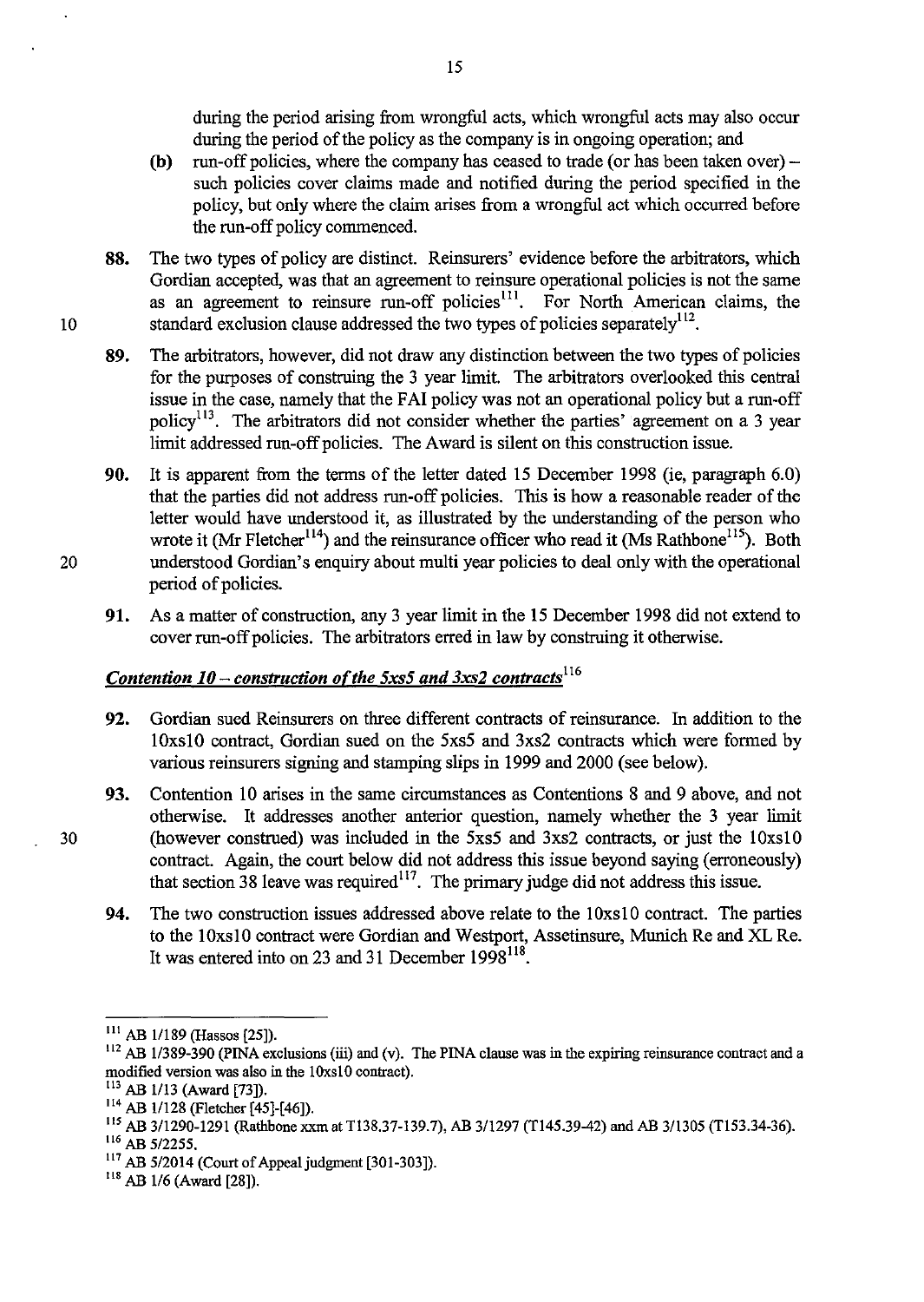during the period arising from wrongful acts, which wrongful acts may also occur during the period of the policy as the company is in ongoing operation; and

(b) run-off policies, where the company has ceased to trade (or has been taken over) – such policies cover claims made and notified during the period specified in the policy, but only where the claim arises from a wrongful act which occurred before the run-off policy commenced.

**88.** The two types of policy are distinct. Reinsurers' evidence before the arbitrators, which Gordian accepted, was that an agreement to reinsure operational policies is not the same as an agreement to reinsure run-off policies[111]. For North American claims, the standard exclusion clause addressed the two types of policies separately[112].

**89.** The arbitrators, however, did not draw any distinction between the two types of policies for the purposes of construing the 3 year limit. The arbitrators overlooked this central issue in the case, namely that the FAI policy was not an operational policy but a run-off policy[113]. The arbitrators did not consider whether the parties' agreement on a 3 year limit addressed run-off policies. The Award is silent on this construction issue.

**90.** It is apparent from the terms of the letter dated 15 December 1998 (ie, paragraph 6.0) that the parties did not address run-off policies. This is how a reasonable reader of the letter would have understood it, as illustrated by the understanding of the person who wrote it (Mr Fletcher[114]) and the reinsurance officer who read it (Ms Rathbone[115]). Both understood Gordian's enquiry about multi year policies to deal only with the operational period of policies.

**91.** As a matter of construction, any 3 year limit in the 15 December 1998 did not extend to cover run-off policies. The arbitrators erred in law by construing it otherwise.

***Contention 10 – construction of the 5xs5 and 3xs2 contracts***[116]

**92.** Gordian sued Reinsurers on three different contracts of reinsurance. In addition to the 10xs10 contract, Gordian sued on the 5xs5 and 3xs2 contracts which were formed by various reinsurers signing and stamping slips in 1999 and 2000 (see below).

**93.** Contention 10 arises in the same circumstances as Contentions 8 and 9 above, and not otherwise. It addresses another anterior question, namely whether the 3 year limit (however construed) was included in the 5xs5 and 3xs2 contracts, or just the 10xs10 contract. Again, the court below did not address this issue beyond saying (erroneously) that section 38 leave was required[117]. The primary judge did not address this issue.

**94.** The two construction issues addressed above relate to the 10xs10 contract. The parties to the 10xs10 contract were Gordian and Westport, Assetinsure, Munich Re and XL Re. It was entered into on 23 and 31 December 1998[118].

---

[111] AB 1/189 (Hassos [25]).

[112] AB 1/389-390 (PINA exclusions (iii) and (v). The PINA clause was in the expiring reinsurance contract and a modified version was also in the 10xs10 contract).

[113] AB 1/13 (Award [73]).

[114] AB 1/128 (Fletcher [45]-[46]).

[115] AB 3/1290-1291 (Rathbone xxm at T138.37-139.7), AB 3/1297 (T145.39-42) and AB 3/1305 (T153.34-36).

[116] AB 5/2255.

[117] AB 5/2014 (Court of Appeal judgment [301-303]).

[118] AB 1/6 (Award [28]).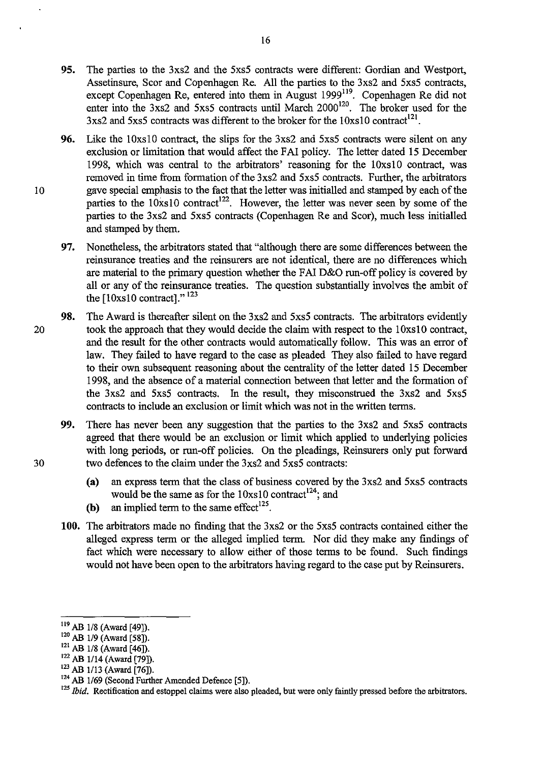95. The parties to the 3xs2 and the 5xs5 contracts were different: Gordian and Westport, Assetinsure, Scor and Copenhagen Re. All the parties to the 3xs2 and 5xs5 contracts, except Copenhagen Re, entered into them in August 1999[119]. Copenhagen Re did not enter into the 3xs2 and 5xs5 contracts until March 2000[120]. The broker used for the 3xs2 and 5xs5 contracts was different to the broker for the 10xs10 contract[121].

96. Like the 10xs10 contract, the slips for the 3xs2 and 5xs5 contracts were silent on any exclusion or limitation that would affect the FAI policy. The letter dated 15 December 1998, which was central to the arbitrators' reasoning for the 10xs10 contract, was removed in time from formation of the 3xs2 and 5xs5 contracts. Further, the arbitrators gave special emphasis to the fact that the letter was initialled and stamped by each of the parties to the 10xs10 contract[122]. However, the letter was never seen by some of the parties to the 3xs2 and 5xs5 contracts (Copenhagen Re and Scor), much less initialled and stamped by them.

97. Nonetheless, the arbitrators stated that "although there are some differences between the reinsurance treaties and the reinsurers are not identical, there are no differences which are material to the primary question whether the FAI D&O run-off policy is covered by all or any of the reinsurance treaties. The question substantially involves the ambit of the [10xs10 contract]." [123]

98. The Award is thereafter silent on the 3xs2 and 5xs5 contracts. The arbitrators evidently took the approach that they would decide the claim with respect to the 10xs10 contract, and the result for the other contracts would automatically follow. This was an error of law. They failed to have regard to the case as pleaded They also failed to have regard to their own subsequent reasoning about the centrality of the letter dated 15 December 1998, and the absence of a material connection between that letter and the formation of the 3xs2 and 5xs5 contracts. In the result, they misconstrued the 3xs2 and 5xs5 contracts to include an exclusion or limit which was not in the written terms.

99. There has never been any suggestion that the parties to the 3xs2 and 5xs5 contracts agreed that there would be an exclusion or limit which applied to underlying policies with long periods, or run-off policies. On the pleadings, Reinsurers only put forward two defences to the claim under the 3xs2 and 5xs5 contracts:

   **(a)** an express term that the class of business covered by the 3xs2 and 5xs5 contracts would be the same as for the 10xs10 contract[124]; and

   **(b)** an implied term to the same effect[125].

100. The arbitrators made no finding that the 3xs2 or the 5xs5 contracts contained either the alleged express term or the alleged implied term. Nor did they make any findings of fact which were necessary to allow either of those terms to be found. Such findings would not have been open to the arbitrators having regard to the case put by Reinsurers.

---

[119] AB 1/8 (Award [49]).

[120] AB 1/9 (Award [58]).

[121] AB 1/8 (Award [46]).

[122] AB 1/14 (Award [79]).

[123] AB 1/13 (Award [76]).

[124] AB 1/69 (Second Further Amended Defence [5]).

[125] *Ibid.* Rectification and estoppel claims were also pleaded, but were only faintly pressed before the arbitrators.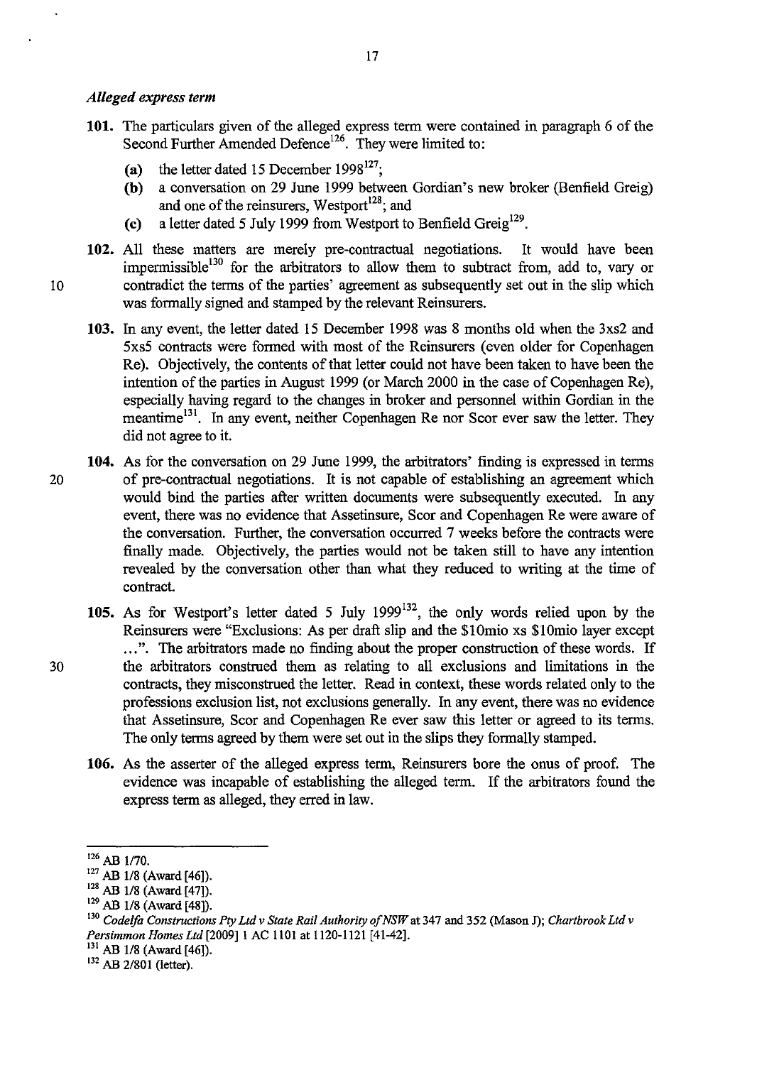### *Alleged express term*

**101.** The particulars given of the alleged express term were contained in paragraph 6 of the Second Further Amended Defence[126]. They were limited to:

- **(a)** the letter dated 15 December 1998[127];
- **(b)** a conversation on 29 June 1999 between Gordian's new broker (Benfield Greig) and one of the reinsurers, Westport[128]; and
- **(c)** a letter dated 5 July 1999 from Westport to Benfield Greig[129].

**102.** All these matters are merely pre-contractual negotiations. It would have been impermissible[130] for the arbitrators to allow them to subtract from, add to, vary or contradict the terms of the parties' agreement as subsequently set out in the slip which was formally signed and stamped by the relevant Reinsurers.

**103.** In any event, the letter dated 15 December 1998 was 8 months old when the 3xs2 and 5xs5 contracts were formed with most of the Reinsurers (even older for Copenhagen Re). Objectively, the contents of that letter could not have been taken to have been the intention of the parties in August 1999 (or March 2000 in the case of Copenhagen Re), especially having regard to the changes in broker and personnel within Gordian in the meantime[131]. In any event, neither Copenhagen Re nor Scor ever saw the letter. They did not agree to it.

**104.** As for the conversation on 29 June 1999, the arbitrators' finding is expressed in terms of pre-contractual negotiations. It is not capable of establishing an agreement which would bind the parties after written documents were subsequently executed. In any event, there was no evidence that Assetinsure, Scor and Copenhagen Re were aware of the conversation. Further, the conversation occurred 7 weeks before the contracts were finally made. Objectively, the parties would not be taken still to have any intention revealed by the conversation other than what they reduced to writing at the time of contract.

**105.** As for Westport's letter dated 5 July 1999[132], the only words relied upon by the Reinsurers were "Exclusions: As per draft slip and the $10mio xs $10mio layer except ...". The arbitrators made no finding about the proper construction of these words. If the arbitrators construed them as relating to all exclusions and limitations in the contracts, they misconstrued the letter. Read in context, these words related only to the professions exclusion list, not exclusions generally. In any event, there was no evidence that Assetinsure, Scor and Copenhagen Re ever saw this letter or agreed to its terms. The only terms agreed by them were set out in the slips they formally stamped.

**106.** As the asserter of the alleged express term, Reinsurers bore the onus of proof. The evidence was incapable of establishing the alleged term. If the arbitrators found the express term as alleged, they erred in law.

---

[126] AB 1/70.

[127] AB 1/8 (Award [46]).

[128] AB 1/8 (Award [47]).

[129] AB 1/8 (Award [48]).

[130] *Codelfa Constructions Pty Ltd v State Rail Authority of NSW* at 347 and 352 (Mason J); *Chartbrook Ltd v Persimmon Homes Ltd* [2009] 1 AC 1101 at 1120-1121 [41-42].

[131] AB 1/8 (Award [46]).

[132] AB 2/801 (letter).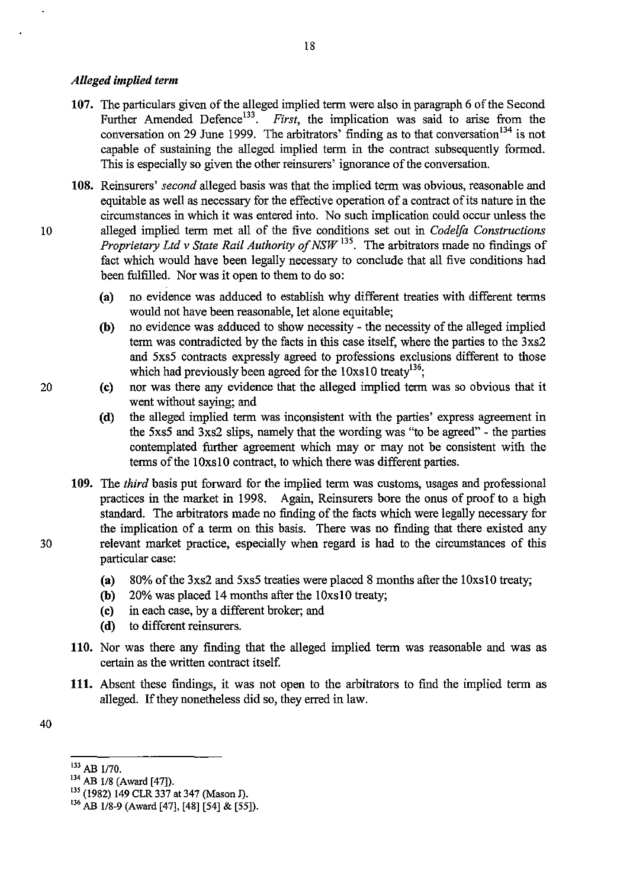### *Alleged implied term*

**107.** The particulars given of the alleged implied term were also in paragraph 6 of the Second Further Amended Defence[133]. *First*, the implication was said to arise from the conversation on 29 June 1999. The arbitrators' finding as to that conversation[134] is not capable of sustaining the alleged implied term in the contract subsequently formed. This is especially so given the other reinsurers' ignorance of the conversation.

**108.** Reinsurers' *second* alleged basis was that the implied term was obvious, reasonable and equitable as well as necessary for the effective operation of a contract of its nature in the circumstances in which it was entered into. No such implication could occur unless the alleged implied term met all of the five conditions set out in *Codelfa Constructions Proprietary Ltd v State Rail Authority of NSW*[135]. The arbitrators made no findings of fact which would have been legally necessary to conclude that all five conditions had been fulfilled. Nor was it open to them to do so:

- **(a)** no evidence was adduced to establish why different treaties with different terms would not have been reasonable, let alone equitable;
- **(b)** no evidence was adduced to show necessity - the necessity of the alleged implied term was contradicted by the facts in this case itself, where the parties to the 3xs2 and 5xs5 contracts expressly agreed to professions exclusions different to those which had previously been agreed for the 10xs10 treaty[136];
- **(c)** nor was there any evidence that the alleged implied term was so obvious that it went without saying; and
- **(d)** the alleged implied term was inconsistent with the parties' express agreement in the 5xs5 and 3xs2 slips, namely that the wording was "to be agreed" - the parties contemplated further agreement which may or may not be consistent with the terms of the 10xs10 contract, to which there was different parties.

**109.** The *third* basis put forward for the implied term was customs, usages and professional practices in the market in 1998. Again, Reinsurers bore the onus of proof to a high standard. The arbitrators made no finding of the facts which were legally necessary for the implication of a term on this basis. There was no finding that there existed any relevant market practice, especially when regard is had to the circumstances of this particular case:

- **(a)** 80% of the 3xs2 and 5xs5 treaties were placed 8 months after the 10xs10 treaty;
- **(b)** 20% was placed 14 months after the 10xs10 treaty;
- **(c)** in each case, by a different broker; and
- **(d)** to different reinsurers.

**110.** Nor was there any finding that the alleged implied term was reasonable and was as certain as the written contract itself.

**111.** Absent these findings, it was not open to the arbitrators to find the implied term as alleged. If they nonetheless did so, they erred in law.

---

[133] AB 1/70.

[134] AB 1/8 (Award [47]).

[135] (1982) 149 CLR 337 at 347 (Mason J).

[136] AB 1/8-9 (Award [47], [48] [54] & [55]).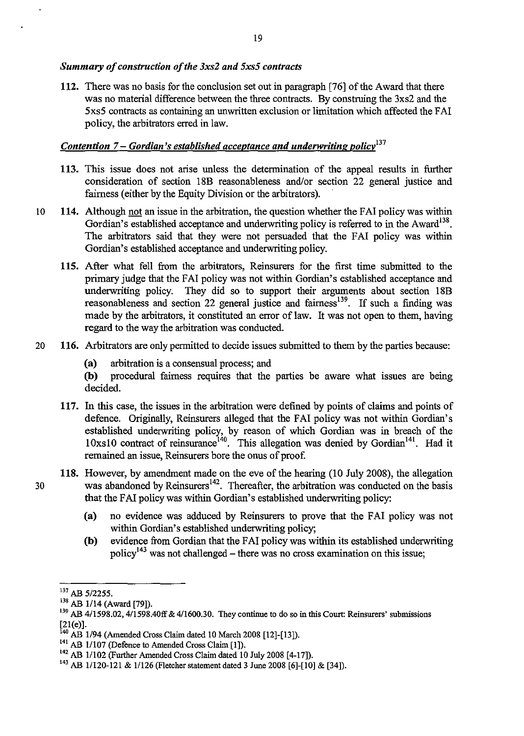*Summary of construction of the 3xs2 and 5xs5 contracts*

**112.** There was no basis for the conclusion set out in paragraph [76] of the Award that there was no material difference between the three contracts. By construing the 3xs2 and the 5xs5 contracts as containing an unwritten exclusion or limitation which affected the FAI policy, the arbitrators erred in law.

## *Contention 7 – Gordian's established acceptance and underwriting policy*[137]

**113.** This issue does not arise unless the determination of the appeal results in further consideration of section 18B reasonableness and/or section 22 general justice and fairness (either by the Equity Division or the arbitrators).

**114.** Although not an issue in the arbitration, the question whether the FAI policy was within Gordian's established acceptance and underwriting policy is referred to in the Award[138]. The arbitrators said that they were not persuaded that the FAI policy was within Gordian's established acceptance and underwriting policy.

**115.** After what fell from the arbitrators, Reinsurers for the first time submitted to the primary judge that the FAI policy was not within Gordian's established acceptance and underwriting policy. They did so to support their arguments about section 18B reasonableness and section 22 general justice and fairness[139]. If such a finding was made by the arbitrators, it constituted an error of law. It was not open to them, having regard to the way the arbitration was conducted.

**116.** Arbitrators are only permitted to decide issues submitted to them by the parties because:

**(a)** arbitration is a consensual process; and

**(b)** procedural fairness requires that the parties be aware what issues are being decided.

**117.** In this case, the issues in the arbitration were defined by points of claims and points of defence. Originally, Reinsurers alleged that the FAI policy was not within Gordian's established underwriting policy, by reason of which Gordian was in breach of the 10xs10 contract of reinsurance[140]. This allegation was denied by Gordian[141]. Had it remained an issue, Reinsurers bore the onus of proof.

**118.** However, by amendment made on the eve of the hearing (10 July 2008), the allegation was abandoned by Reinsurers[142]. Thereafter, the arbitration was conducted on the basis that the FAI policy was within Gordian's established underwriting policy:

**(a)** no evidence was adduced by Reinsurers to prove that the FAI policy was not within Gordian's established underwriting policy;

**(b)** evidence from Gordian that the FAI policy was within its established underwriting policy[143] was not challenged – there was no cross examination on this issue;

---

[137] AB 5/2255.

[138] AB 1/14 (Award [79]).

[139] AB 4/1598.02, 4/1598.40ff & 4/1600.30. They continue to do so in this Court: Reinsurers' submissions [21(e)].

[140] AB 1/94 (Amended Cross Claim dated 10 March 2008 [12]-[13]).

[141] AB 1/107 (Defence to Amended Cross Claim [1]).

[142] AB 1/102 (Further Amended Cross Claim dated 10 July 2008 [4-17]).

[143] AB 1/120-121 & 1/126 (Fletcher statement dated 3 June 2008 [6]-[10] & [34]).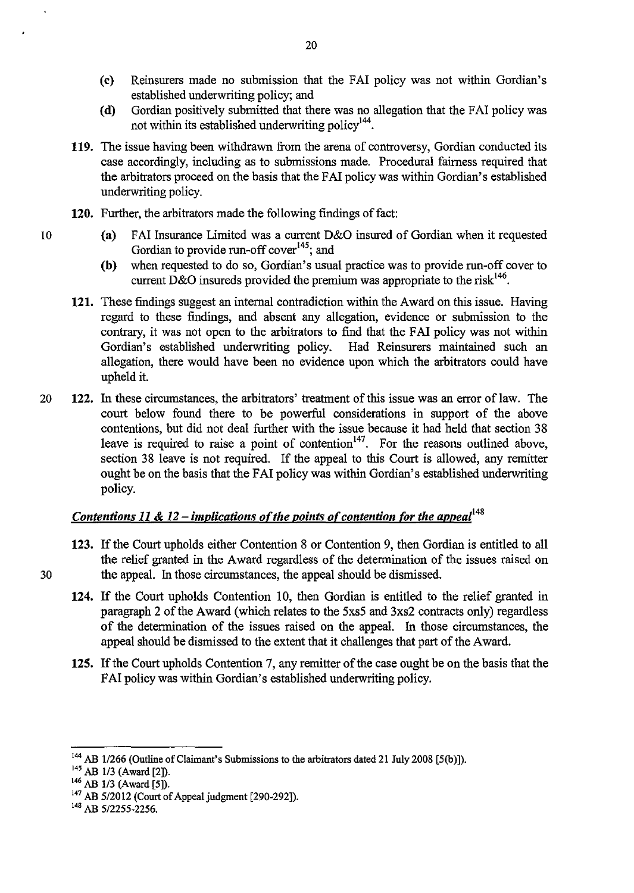(c) Reinsurers made no submission that the FAI policy was not within Gordian's established underwriting policy; and

(d) Gordian positively submitted that there was no allegation that the FAI policy was not within its established underwriting policy[144].

**119.** The issue having been withdrawn from the arena of controversy, Gordian conducted its case accordingly, including as to submissions made. Procedural fairness required that the arbitrators proceed on the basis that the FAI policy was within Gordian's established underwriting policy.

**120.** Further, the arbitrators made the following findings of fact:

(a) FAI Insurance Limited was a current D&O insured of Gordian when it requested Gordian to provide run-off cover[145]; and

(b) when requested to do so, Gordian's usual practice was to provide run-off cover to current D&O insureds provided the premium was appropriate to the risk[146].

**121.** These findings suggest an internal contradiction within the Award on this issue. Having regard to these findings, and absent any allegation, evidence or submission to the contrary, it was not open to the arbitrators to find that the FAI policy was not within Gordian's established underwriting policy. Had Reinsurers maintained such an allegation, there would have been no evidence upon which the arbitrators could have upheld it.

**122.** In these circumstances, the arbitrators' treatment of this issue was an error of law. The court below found there to be powerful considerations in support of the above contentions, but did not deal further with the issue because it had held that section 38 leave is required to raise a point of contention[147]. For the reasons outlined above, section 38 leave is not required. If the appeal to this Court is allowed, any remitter ought be on the basis that the FAI policy was within Gordian's established underwriting policy.

### *Contentions 11 & 12 – implications of the points of contention for the appeal*[148]

**123.** If the Court upholds either Contention 8 or Contention 9, then Gordian is entitled to all the relief granted in the Award regardless of the determination of the issues raised on the appeal. In those circumstances, the appeal should be dismissed.

**124.** If the Court upholds Contention 10, then Gordian is entitled to the relief granted in paragraph 2 of the Award (which relates to the 5xs5 and 3xs2 contracts only) regardless of the determination of the issues raised on the appeal. In those circumstances, the appeal should be dismissed to the extent that it challenges that part of the Award.

**125.** If the Court upholds Contention 7, any remitter of the case ought be on the basis that the FAI policy was within Gordian's established underwriting policy.

---

[144] AB 1/266 (Outline of Claimant's Submissions to the arbitrators dated 21 July 2008 [5(b)]).

[145] AB 1/3 (Award [2]).

[146] AB 1/3 (Award [5]).

[147] AB 5/2012 (Court of Appeal judgment [290-292]).

[148] AB 5/2255-2256.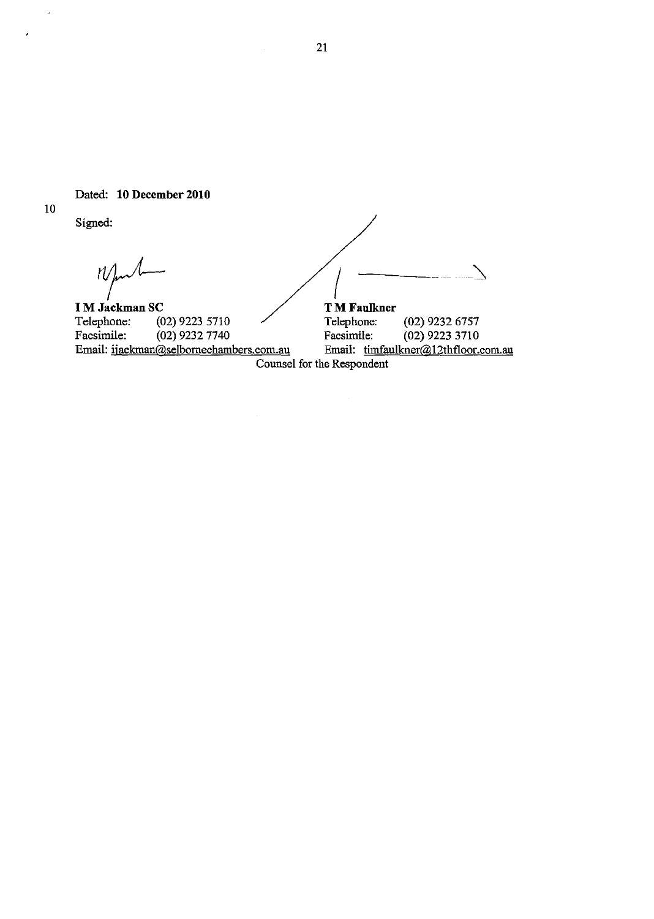Dated: **10 December 2010**

Signed:

| | |
|---|---|
| **I M Jackman SC** | **T M Faulkner** |
| Telephone: (02) 9223 5710 | Telephone: (02) 9232 6757 |
| Facsimile: (02) 9232 7740 | Facsimile: (02) 9223 3710 |
| Email: ijackman@selbornechambers.com.au | Email: timfaulkner@12thfloor.com.au |

Counsel for the Respondent